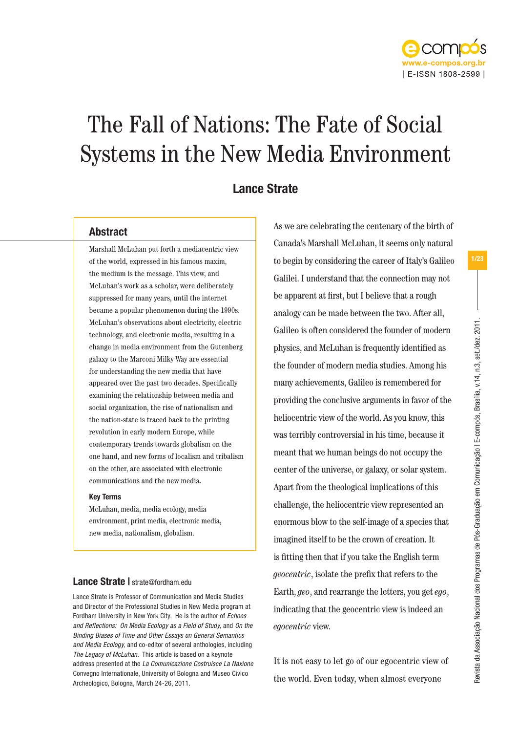# The Fall of Nations: The Fate of Social Systems in the New Media Environment

## Lance Strate

### Abstract

Marshall McLuhan put forth a mediacentric view of the world, expressed in his famous maxim, the medium is the message. This view, and McLuhan's work as a scholar, were deliberately suppressed for many years, until the internet became a popular phenomenon during the 1990s. McLuhan's observations about electricity, electric technology, and electronic media, resulting in a change in media environment from the Gutenberg galaxy to the Marconi Milky Way are essential for understanding the new media that have appeared over the past two decades. Specifically examining the relationship between media and social organization, the rise of nationalism and the nation-state is traced back to the printing revolution in early modern Europe, while contemporary trends towards globalism on the one hand, and new forms of localism and tribalism on the other, are associated with electronic communications and the new media.

**Key Terms**

McLuhan, media, media ecology, media environment, print media, electronic media, new media, nationalism, globalism.

**Lance Strate |** strate@fordham.edu

Lance Strate is Professor of Communication and Media Studies and Director of the Professional Studies in New Media program at Fordham University in New York City. He is the author of *Echoes and Reflections: On Media Ecology as a Field of Study*, and *On the Binding Biases of Time and Other Essays on General Semantics and Media Ecology*, and co-editor of several anthologies, including *The Legacy of McLuhan*. This article is based on a keynote address presented at the *La Comunicazione Costruisce La Naxione* Convegno Internationale, University of Bologna and Museo Civico Archeologico, Bologna, March 24-26, 2011.

As we are celebrating the centenary of the birth of Canada's Marshall McLuhan, it seems only natural to begin by considering the career of Italy's Galileo Galilei. I understand that the connection may not be apparent at first, but I believe that a rough analogy can be made between the two. After all, Galileo is often considered the founder of modern physics, and McLuhan is frequently identified as the founder of modern media studies. Among his many achievements, Galileo is remembered for providing the conclusive arguments in favor of the heliocentric view of the world. As you know, this was terribly controversial in his time, because it meant that we human beings do not occupy the center of the universe, or galaxy, or solar system. Apart from the theological implications of this challenge, the heliocentric view represented an enormous blow to the self-image of a species that imagined itself to be the crown of creation. It is fitting then that if you take the English term *geocentric*, isolate the prefix that refers to the Earth, *geo*, and rearrange the letters, you get *ego*, indicating that the geocentric view is indeed an *egocentric* view.

It is not easy to let go of our egocentric view of the world. Even today, when almost everyone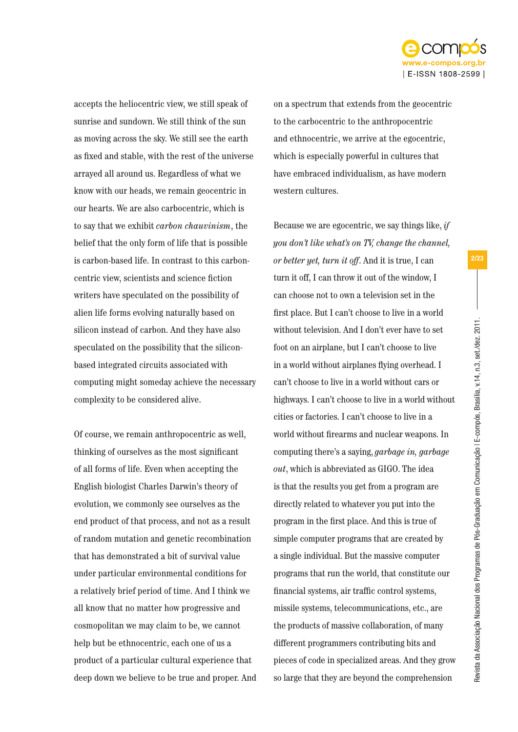accepts the heliocentric view, we still speak of sunrise and sundown. We still think of the sun as moving across the sky. We still see the earth as fixed and stable, with the rest of the universe arrayed all around us. Regardless of what we know with our heads, we remain geocentric in our hearts. We are also carbocentric, which is to say that we exhibit *carbon chauvinism*, the belief that the only form of life that is possible is carbon-based life. In contrast to this carbon-centric view, scientists and science fiction writers have speculated on the possibility of alien life forms evolving naturally based on silicon instead of carbon. And they have also speculated on the possibility that the silicon-based integrated circuits associated with computing might someday achieve the necessary complexity to be considered alive.

Of course, we remain anthropocentric as well, thinking of ourselves as the most significant of all forms of life. Even when accepting the English biologist Charles Darwin's theory of evolution, we commonly see ourselves as the end product of that process, and not as a result of random mutation and genetic recombination that has demonstrated a bit of survival value under particular environmental conditions for a relatively brief period of time. And I think we all know that no matter how progressive and cosmopolitan we may claim to be, we cannot help but be ethnocentric, each one of us a product of a particular cultural experience that deep down we believe to be true and proper. And on a spectrum that extends from the geocentric to the carbocentric to the anthropocentric and ethnocentric, we arrive at the egocentric, which is especially powerful in cultures that have embraced individualism, as have modern western cultures.

Because we are egocentric, we say things like, *if you don't like what's on TV, change the channel, or better yet, turn it off*. And it is true, I can turn it off, I can throw it out of the window, I can choose not to own a television set in the first place. But I can't choose to live in a world without television. And I don't ever have to set foot on an airplane, but I can't choose to live in a world without airplanes flying overhead. I can't choose to live in a world without cars or highways. I can't choose to live in a world without cities or factories. I can't choose to live in a world without firearms and nuclear weapons. In computing there's a saying, *garbage in, garbage out*, which is abbreviated as GIGO. The idea is that the results you get from a program are directly related to whatever you put into the program in the first place. And this is true of simple computer programs that are created by a single individual. But the massive computer programs that run the world, that constitute our financial systems, air traffic control systems, missile systems, telecommunications, etc., are the products of massive collaboration, of many different programmers contributing bits and pieces of code in specialized areas. And they grow so large that they are beyond the comprehension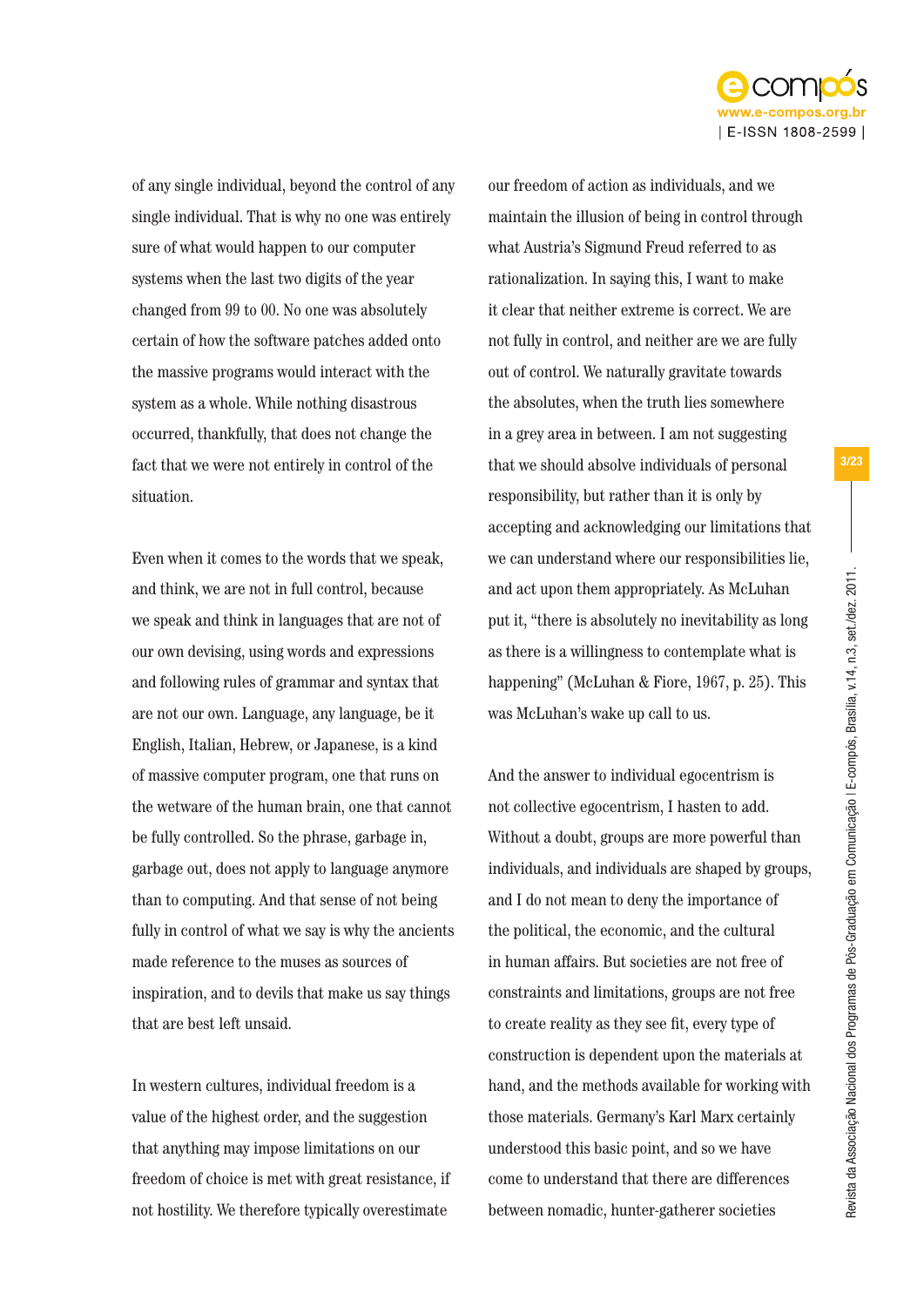of any single individual, beyond the control of any single individual. That is why no one was entirely sure of what would happen to our computer systems when the last two digits of the year changed from 99 to 00. No one was absolutely certain of how the software patches added onto the massive programs would interact with the system as a whole. While nothing disastrous occurred, thankfully, that does not change the fact that we were not entirely in control of the situation.

Even when it comes to the words that we speak, and think, we are not in full control, because we speak and think in languages that are not of our own devising, using words and expressions and following rules of grammar and syntax that are not our own. Language, any language, be it English, Italian, Hebrew, or Japanese, is a kind of massive computer program, one that runs on the wetware of the human brain, one that cannot be fully controlled. So the phrase, garbage in, garbage out, does not apply to language anymore than to computing. And that sense of not being fully in control of what we say is why the ancients made reference to the muses as sources of inspiration, and to devils that make us say things that are best left unsaid.

In western cultures, individual freedom is a value of the highest order, and the suggestion that anything may impose limitations on our freedom of choice is met with great resistance, if not hostility. We therefore typically overestimate our freedom of action as individuals, and we maintain the illusion of being in control through what Austria's Sigmund Freud referred to as rationalization. In saying this, I want to make it clear that neither extreme is correct. We are not fully in control, and neither are we are fully out of control. We naturally gravitate towards the absolutes, when the truth lies somewhere in a grey area in between. I am not suggesting that we should absolve individuals of personal responsibility, but rather than it is only by accepting and acknowledging our limitations that we can understand where our responsibilities lie, and act upon them appropriately. As McLuhan put it, "there is absolutely no inevitability as long as there is a willingness to contemplate what is happening" (McLuhan & Fiore, 1967, p. 25). This was McLuhan's wake up call to us.

And the answer to individual egocentrism is not collective egocentrism, I hasten to add. Without a doubt, groups are more powerful than individuals, and individuals are shaped by groups, and I do not mean to deny the importance of the political, the economic, and the cultural in human affairs. But societies are not free of constraints and limitations, groups are not free to create reality as they see fit, every type of construction is dependent upon the materials at hand, and the methods available for working with those materials. Germany's Karl Marx certainly understood this basic point, and so we have come to understand that there are differences between nomadic, hunter-gatherer societies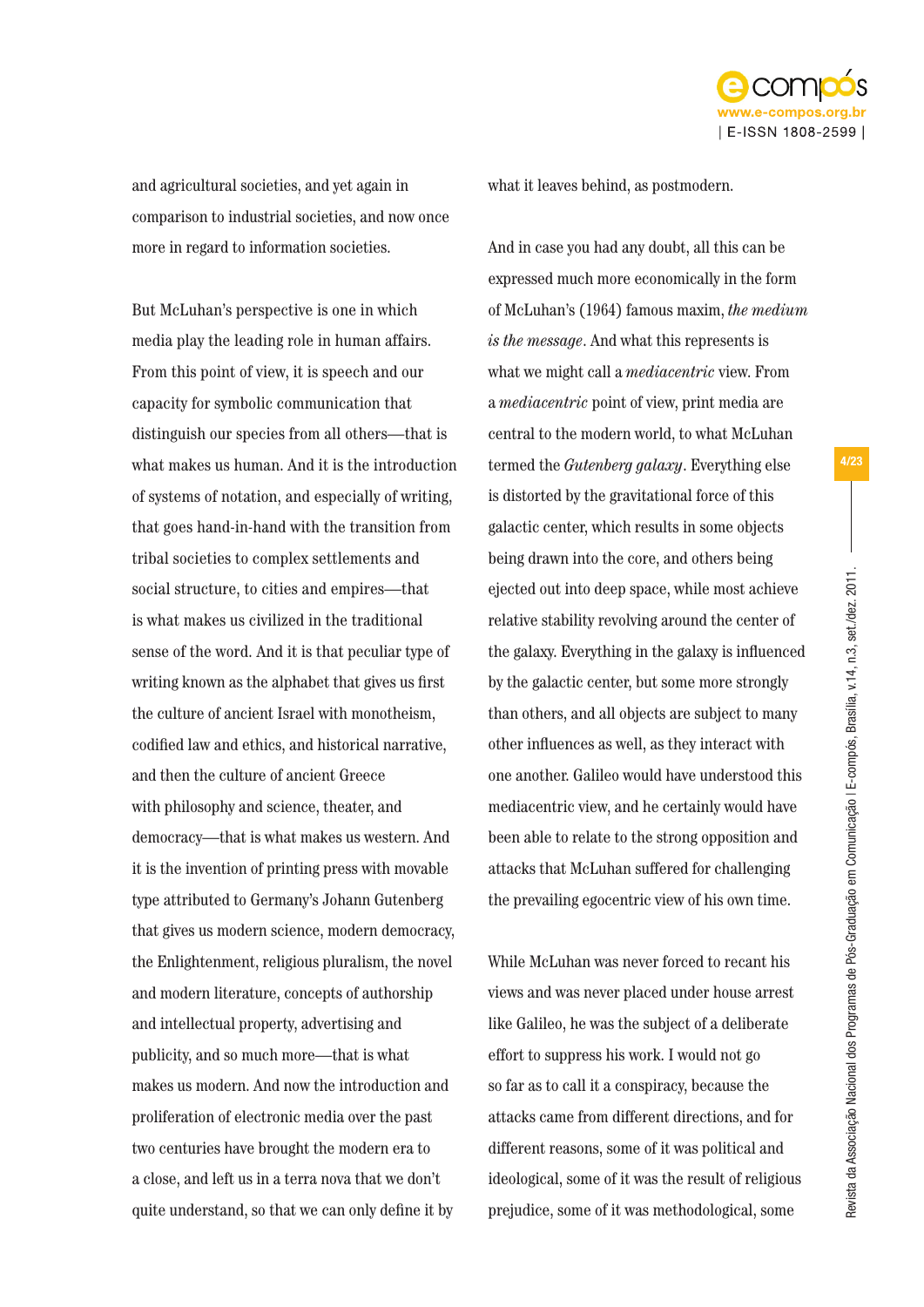and agricultural societies, and yet again in comparison to industrial societies, and now once more in regard to information societies.

But McLuhan's perspective is one in which media play the leading role in human affairs. From this point of view, it is speech and our capacity for symbolic communication that distinguish our species from all others—that is what makes us human. And it is the introduction of systems of notation, and especially of writing, that goes hand-in-hand with the transition from tribal societies to complex settlements and social structure, to cities and empires—that is what makes us civilized in the traditional sense of the word. And it is that peculiar type of writing known as the alphabet that gives us first the culture of ancient Israel with monotheism, codified law and ethics, and historical narrative, and then the culture of ancient Greece with philosophy and science, theater, and democracy—that is what makes us western. And it is the invention of printing press with movable type attributed to Germany's Johann Gutenberg that gives us modern science, modern democracy, the Enlightenment, religious pluralism, the novel and modern literature, concepts of authorship and intellectual property, advertising and publicity, and so much more—that is what makes us modern. And now the introduction and proliferation of electronic media over the past two centuries have brought the modern era to a close, and left us in a terra nova that we don't quite understand, so that we can only define it by what it leaves behind, as postmodern.

And in case you had any doubt, all this can be expressed much more economically in the form of McLuhan's (1964) famous maxim, *the medium is the message*. And what this represents is what we might call a *mediacentric* view. From a *mediacentric* point of view, print media are central to the modern world, to what McLuhan termed the *Gutenberg galaxy*. Everything else is distorted by the gravitational force of this galactic center, which results in some objects being drawn into the core, and others being ejected out into deep space, while most achieve relative stability revolving around the center of the galaxy. Everything in the galaxy is influenced by the galactic center, but some more strongly than others, and all objects are subject to many other influences as well, as they interact with one another. Galileo would have understood this mediacentric view, and he certainly would have been able to relate to the strong opposition and attacks that McLuhan suffered for challenging the prevailing egocentric view of his own time.

While McLuhan was never forced to recant his views and was never placed under house arrest like Galileo, he was the subject of a deliberate effort to suppress his work. I would not go so far as to call it a conspiracy, because the attacks came from different directions, and for different reasons, some of it was political and ideological, some of it was the result of religious prejudice, some of it was methodological, some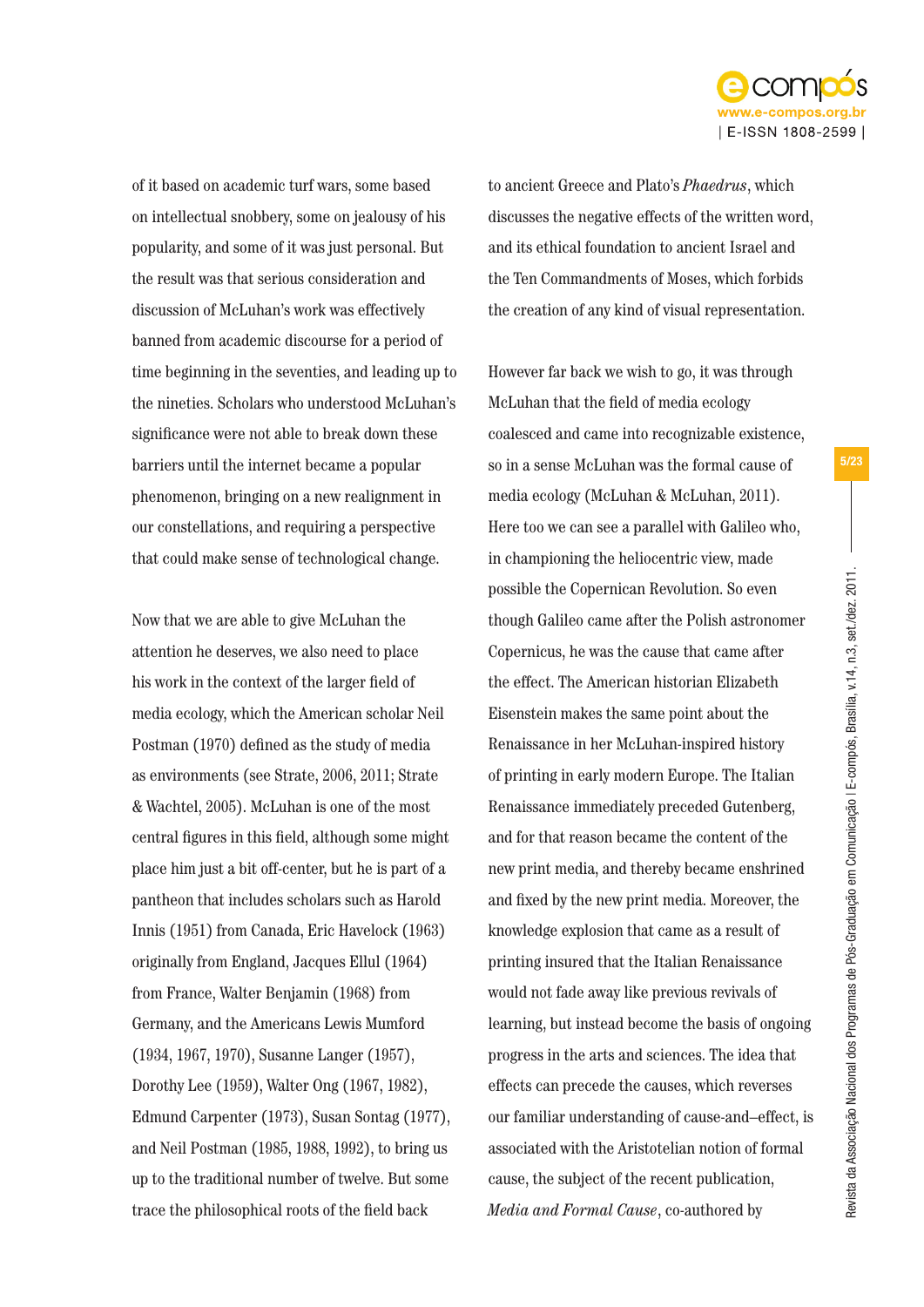of it based on academic turf wars, some based on intellectual snobbery, some on jealousy of his popularity, and some of it was just personal. But the result was that serious consideration and discussion of McLuhan's work was effectively banned from academic discourse for a period of time beginning in the seventies, and leading up to the nineties. Scholars who understood McLuhan's significance were not able to break down these barriers until the internet became a popular phenomenon, bringing on a new realignment in our constellations, and requiring a perspective that could make sense of technological change.

Now that we are able to give McLuhan the attention he deserves, we also need to place his work in the context of the larger field of media ecology, which the American scholar Neil Postman (1970) defined as the study of media as environments (see Strate, 2006, 2011; Strate & Wachtel, 2005). McLuhan is one of the most central figures in this field, although some might place him just a bit off-center, but he is part of a pantheon that includes scholars such as Harold Innis (1951) from Canada, Eric Havelock (1963) originally from England, Jacques Ellul (1964) from France, Walter Benjamin (1968) from Germany, and the Americans Lewis Mumford (1934, 1967, 1970), Susanne Langer (1957), Dorothy Lee (1959), Walter Ong (1967, 1982), Edmund Carpenter (1973), Susan Sontag (1977), and Neil Postman (1985, 1988, 1992), to bring us up to the traditional number of twelve. But some trace the philosophical roots of the field back to ancient Greece and Plato's *Phaedrus*, which discusses the negative effects of the written word, and its ethical foundation to ancient Israel and the Ten Commandments of Moses, which forbids the creation of any kind of visual representation.

However far back we wish to go, it was through McLuhan that the field of media ecology coalesced and came into recognizable existence, so in a sense McLuhan was the formal cause of media ecology (McLuhan & McLuhan, 2011). Here too we can see a parallel with Galileo who, in championing the heliocentric view, made possible the Copernican Revolution. So even though Galileo came after the Polish astronomer Copernicus, he was the cause that came after the effect. The American historian Elizabeth Eisenstein makes the same point about the Renaissance in her McLuhan-inspired history of printing in early modern Europe. The Italian Renaissance immediately preceded Gutenberg, and for that reason became the content of the new print media, and thereby became enshrined and fixed by the new print media. Moreover, the knowledge explosion that came as a result of printing insured that the Italian Renaissance would not fade away like previous revivals of learning, but instead become the basis of ongoing progress in the arts and sciences. The idea that effects can precede the causes, which reverses our familiar understanding of cause-and–effect, is associated with the Aristotelian notion of formal cause, the subject of the recent publication, *Media and Formal Cause*, co-authored by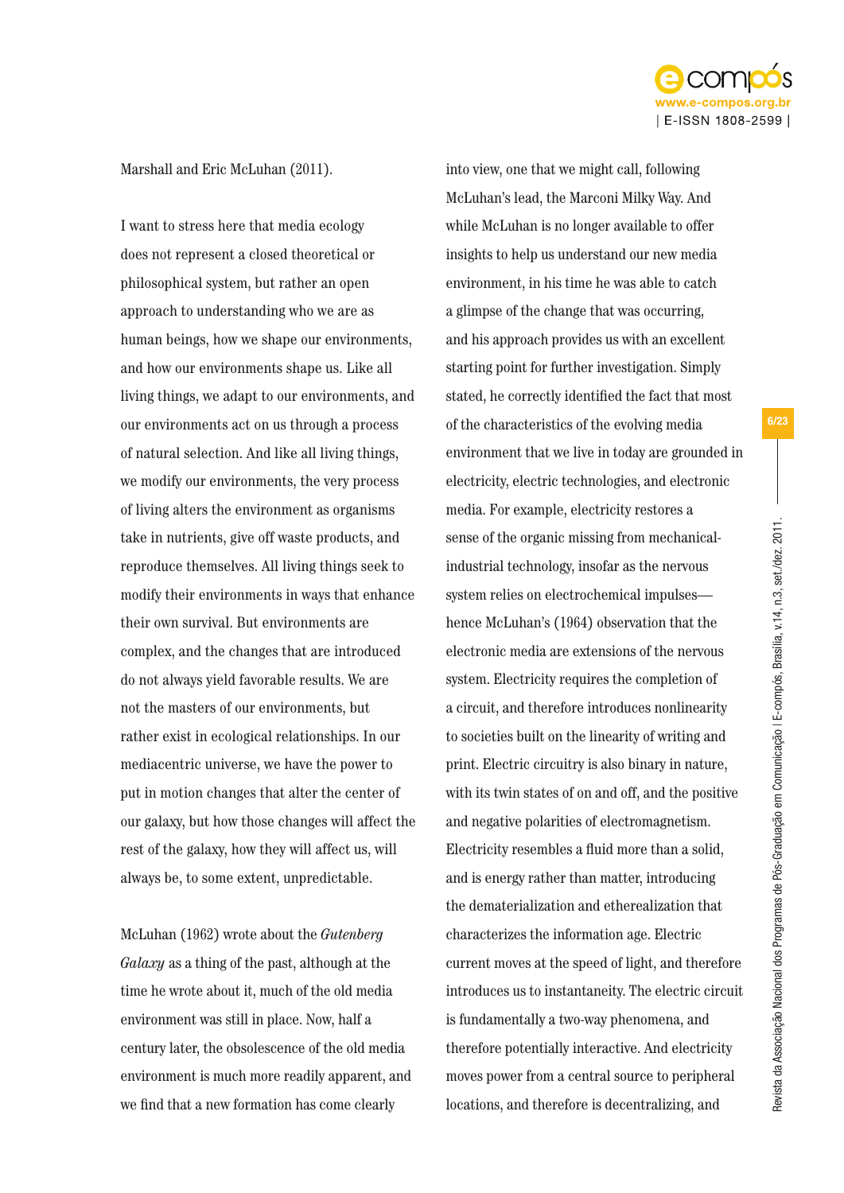Marshall and Eric McLuhan (2011).

I want to stress here that media ecology does not represent a closed theoretical or philosophical system, but rather an open approach to understanding who we are as human beings, how we shape our environments, and how our environments shape us. Like all living things, we adapt to our environments, and our environments act on us through a process of natural selection. And like all living things, we modify our environments, the very process of living alters the environment as organisms take in nutrients, give off waste products, and reproduce themselves. All living things seek to modify their environments in ways that enhance their own survival. But environments are complex, and the changes that are introduced do not always yield favorable results. We are not the masters of our environments, but rather exist in ecological relationships. In our mediacentric universe, we have the power to put in motion changes that alter the center of our galaxy, but how those changes will affect the rest of the galaxy, how they will affect us, will always be, to some extent, unpredictable.

McLuhan (1962) wrote about the *Gutenberg Galaxy* as a thing of the past, although at the time he wrote about it, much of the old media environment was still in place. Now, half a century later, the obsolescence of the old media environment is much more readily apparent, and we find that a new formation has come clearly into view, one that we might call, following McLuhan's lead, the Marconi Milky Way. And while McLuhan is no longer available to offer insights to help us understand our new media environment, in his time he was able to catch a glimpse of the change that was occurring, and his approach provides us with an excellent starting point for further investigation. Simply stated, he correctly identified the fact that most of the characteristics of the evolving media environment that we live in today are grounded in electricity, electric technologies, and electronic media. For example, electricity restores a sense of the organic missing from mechanical-industrial technology, insofar as the nervous system relies on electrochemical impulses—hence McLuhan's (1964) observation that the electronic media are extensions of the nervous system. Electricity requires the completion of a circuit, and therefore introduces nonlinearity to societies built on the linearity of writing and print. Electric circuitry is also binary in nature, with its twin states of on and off, and the positive and negative polarities of electromagnetism. Electricity resembles a fluid more than a solid, and is energy rather than matter, introducing the dematerialization and etherealization that characterizes the information age. Electric current moves at the speed of light, and therefore introduces us to instantaneity. The electric circuit is fundamentally a two-way phenomena, and therefore potentially interactive. And electricity moves power from a central source to peripheral locations, and therefore is decentralizing, and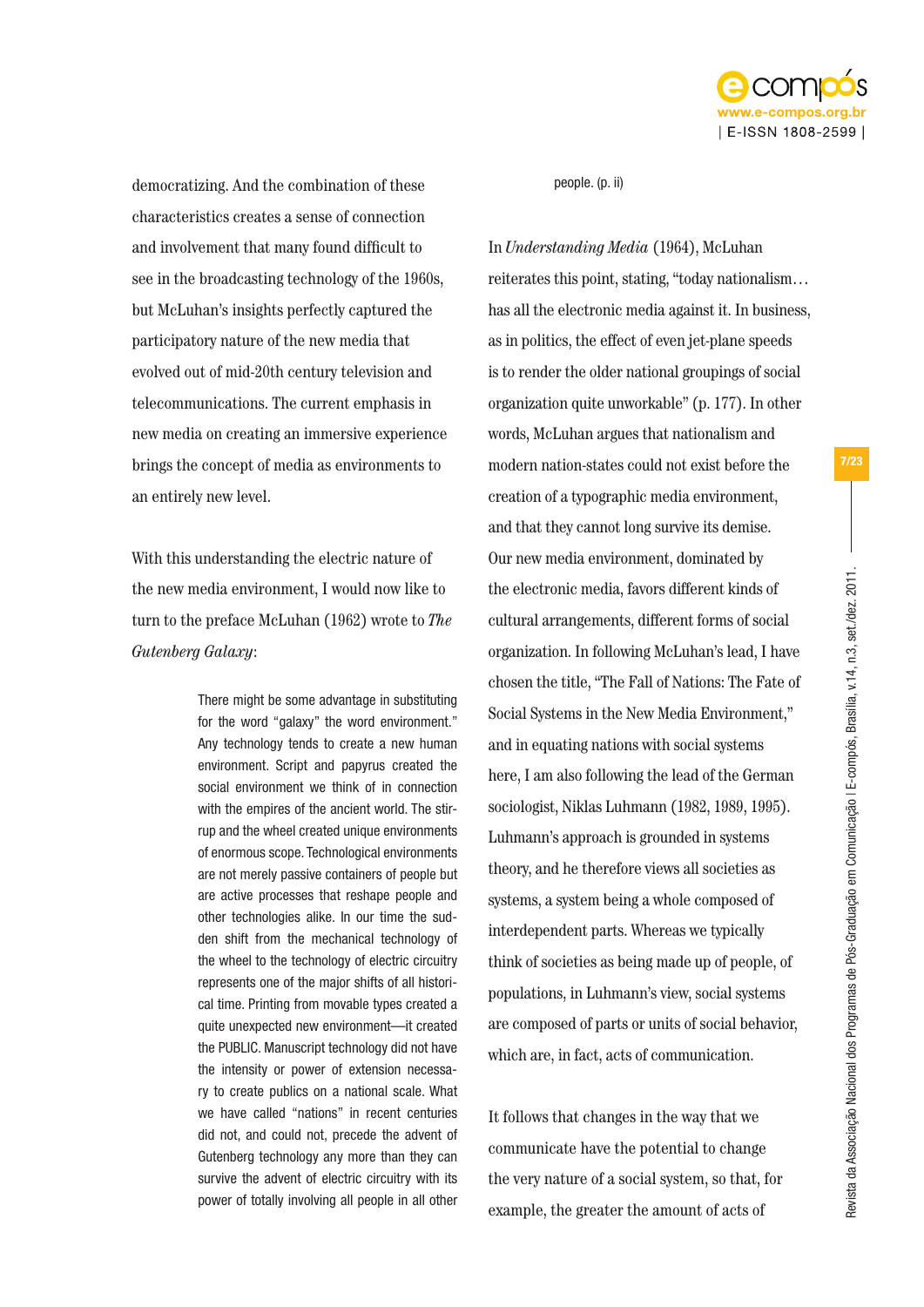democratizing. And the combination of these characteristics creates a sense of connection and involvement that many found difficult to see in the broadcasting technology of the 1960s, but McLuhan's insights perfectly captured the participatory nature of the new media that evolved out of mid-20th century television and telecommunications. The current emphasis in new media on creating an immersive experience brings the concept of media as environments to an entirely new level.

With this understanding the electric nature of the new media environment, I would now like to turn to the preface McLuhan (1962) wrote to *The Gutenberg Galaxy*:

> There might be some advantage in substituting for the word "galaxy" the word environment." Any technology tends to create a new human environment. Script and papyrus created the social environment we think of in connection with the empires of the ancient world. The stirrup and the wheel created unique environments of enormous scope. Technological environments are not merely passive containers of people but are active processes that reshape people and other technologies alike. In our time the sudden shift from the mechanical technology of the wheel to the technology of electric circuitry represents one of the major shifts of all historical time. Printing from movable types created a quite unexpected new environment—it created the PUBLIC. Manuscript technology did not have the intensity or power of extension necessary to create publics on a national scale. What we have called "nations" in recent centuries did not, and could not, precede the advent of Gutenberg technology any more than they can survive the advent of electric circuitry with its power of totally involving all people in all other people. (p. ii)

In *Understanding Media* (1964), McLuhan reiterates this point, stating, "today nationalism… has all the electronic media against it. In business, as in politics, the effect of even jet-plane speeds is to render the older national groupings of social organization quite unworkable" (p. 177). In other words, McLuhan argues that nationalism and modern nation-states could not exist before the creation of a typographic media environment, and that they cannot long survive its demise. Our new media environment, dominated by the electronic media, favors different kinds of cultural arrangements, different forms of social organization. In following McLuhan's lead, I have chosen the title, "The Fall of Nations: The Fate of Social Systems in the New Media Environment," and in equating nations with social systems here, I am also following the lead of the German sociologist, Niklas Luhmann (1982, 1989, 1995). Luhmann's approach is grounded in systems theory, and he therefore views all societies as systems, a system being a whole composed of interdependent parts. Whereas we typically think of societies as being made up of people, of populations, in Luhmann's view, social systems are composed of parts or units of social behavior, which are, in fact, acts of communication.

It follows that changes in the way that we communicate have the potential to change the very nature of a social system, so that, for example, the greater the amount of acts of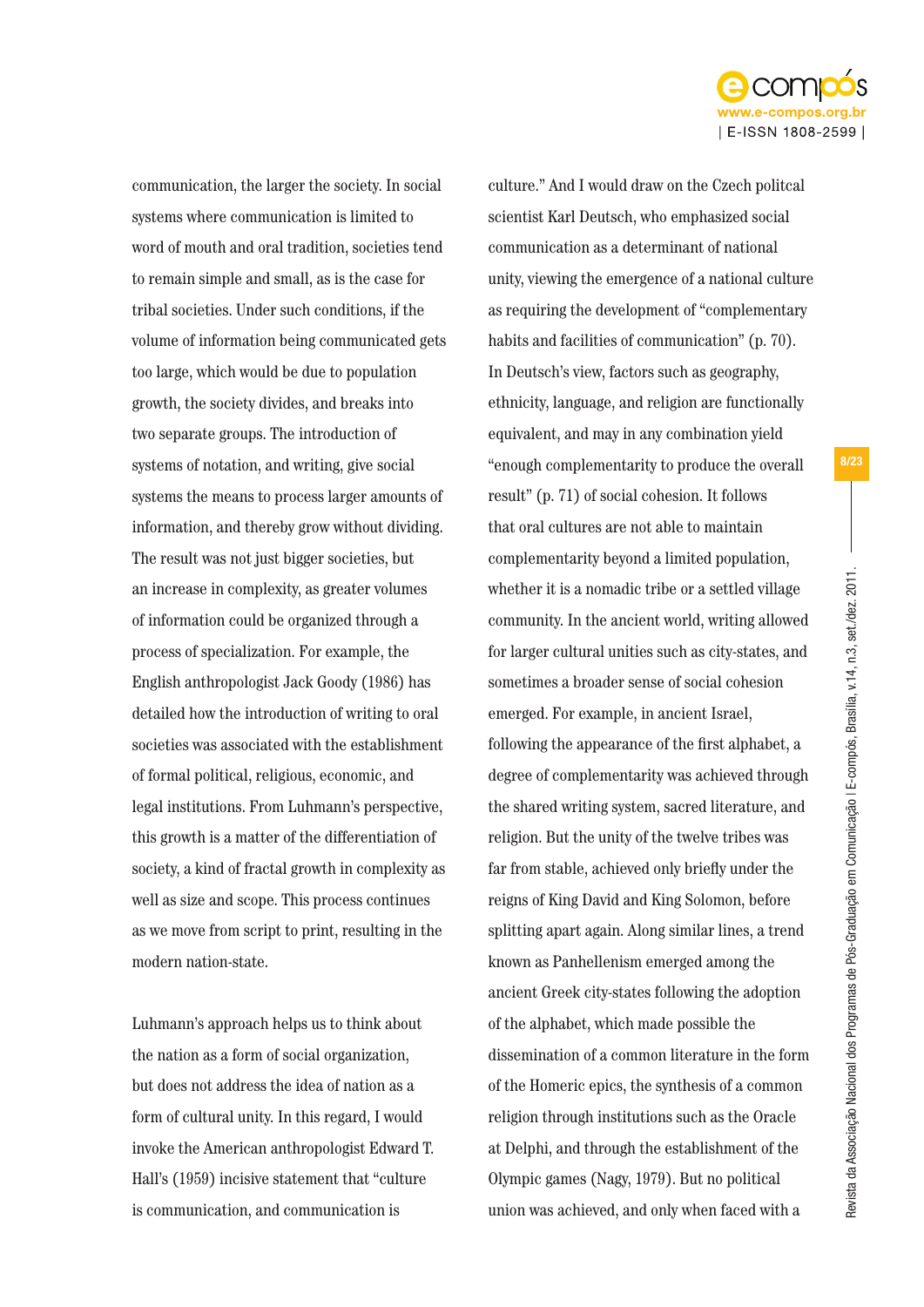communication, the larger the society. In social systems where communication is limited to word of mouth and oral tradition, societies tend to remain simple and small, as is the case for tribal societies. Under such conditions, if the volume of information being communicated gets too large, which would be due to population growth, the society divides, and breaks into two separate groups. The introduction of systems of notation, and writing, give social systems the means to process larger amounts of information, and thereby grow without dividing. The result was not just bigger societies, but an increase in complexity, as greater volumes of information could be organized through a process of specialization. For example, the English anthropologist Jack Goody (1986) has detailed how the introduction of writing to oral societies was associated with the establishment of formal political, religious, economic, and legal institutions. From Luhmann's perspective, this growth is a matter of the differentiation of society, a kind of fractal growth in complexity as well as size and scope. This process continues as we move from script to print, resulting in the modern nation-state.

Luhmann's approach helps us to think about the nation as a form of social organization, but does not address the idea of nation as a form of cultural unity. In this regard, I would invoke the American anthropologist Edward T. Hall's (1959) incisive statement that "culture is communication, and communication is culture." And I would draw on the Czech politcal scientist Karl Deutsch, who emphasized social communication as a determinant of national unity, viewing the emergence of a national culture as requiring the development of "complementary habits and facilities of communication" (p. 70). In Deutsch's view, factors such as geography, ethnicity, language, and religion are functionally equivalent, and may in any combination yield "enough complementarity to produce the overall result" (p. 71) of social cohesion. It follows that oral cultures are not able to maintain complementarity beyond a limited population, whether it is a nomadic tribe or a settled village community. In the ancient world, writing allowed for larger cultural unities such as city-states, and sometimes a broader sense of social cohesion emerged. For example, in ancient Israel, following the appearance of the first alphabet, a degree of complementarity was achieved through the shared writing system, sacred literature, and religion. But the unity of the twelve tribes was far from stable, achieved only briefly under the reigns of King David and King Solomon, before splitting apart again. Along similar lines, a trend known as Panhellenism emerged among the ancient Greek city-states following the adoption of the alphabet, which made possible the dissemination of a common literature in the form of the Homeric epics, the synthesis of a common religion through institutions such as the Oracle at Delphi, and through the establishment of the Olympic games (Nagy, 1979). But no political union was achieved, and only when faced with a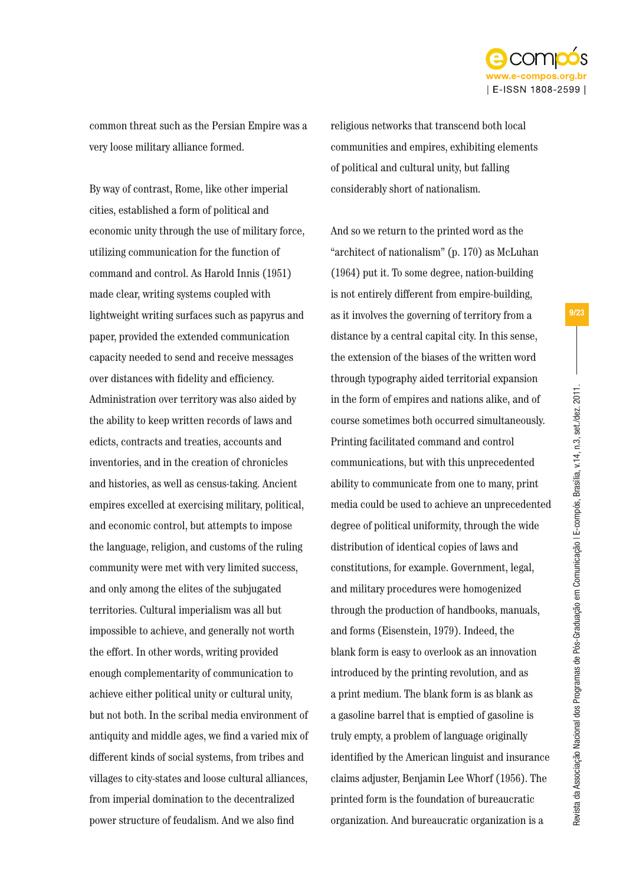common threat such as the Persian Empire was a very loose military alliance formed.

By way of contrast, Rome, like other imperial cities, established a form of political and economic unity through the use of military force, utilizing communication for the function of command and control. As Harold Innis (1951) made clear, writing systems coupled with lightweight writing surfaces such as papyrus and paper, provided the extended communication capacity needed to send and receive messages over distances with fidelity and efficiency. Administration over territory was also aided by the ability to keep written records of laws and edicts, contracts and treaties, accounts and inventories, and in the creation of chronicles and histories, as well as census-taking. Ancient empires excelled at exercising military, political, and economic control, but attempts to impose the language, religion, and customs of the ruling community were met with very limited success, and only among the elites of the subjugated territories. Cultural imperialism was all but impossible to achieve, and generally not worth the effort. In other words, writing provided enough complementarity of communication to achieve either political unity or cultural unity, but not both. In the scribal media environment of antiquity and middle ages, we find a varied mix of different kinds of social systems, from tribes and villages to city-states and loose cultural alliances, from imperial domination to the decentralized power structure of feudalism. And we also find religious networks that transcend both local communities and empires, exhibiting elements of political and cultural unity, but falling considerably short of nationalism.

And so we return to the printed word as the "architect of nationalism" (p. 170) as McLuhan (1964) put it. To some degree, nation-building is not entirely different from empire-building, as it involves the governing of territory from a distance by a central capital city. In this sense, the extension of the biases of the written word through typography aided territorial expansion in the form of empires and nations alike, and of course sometimes both occurred simultaneously. Printing facilitated command and control communications, but with this unprecedented ability to communicate from one to many, print media could be used to achieve an unprecedented degree of political uniformity, through the wide distribution of identical copies of laws and constitutions, for example. Government, legal, and military procedures were homogenized through the production of handbooks, manuals, and forms (Eisenstein, 1979). Indeed, the blank form is easy to overlook as an innovation introduced by the printing revolution, and as a print medium. The blank form is as blank as a gasoline barrel that is emptied of gasoline is truly empty, a problem of language originally identified by the American linguist and insurance claims adjuster, Benjamin Lee Whorf (1956). The printed form is the foundation of bureaucratic organization. And bureaucratic organization is a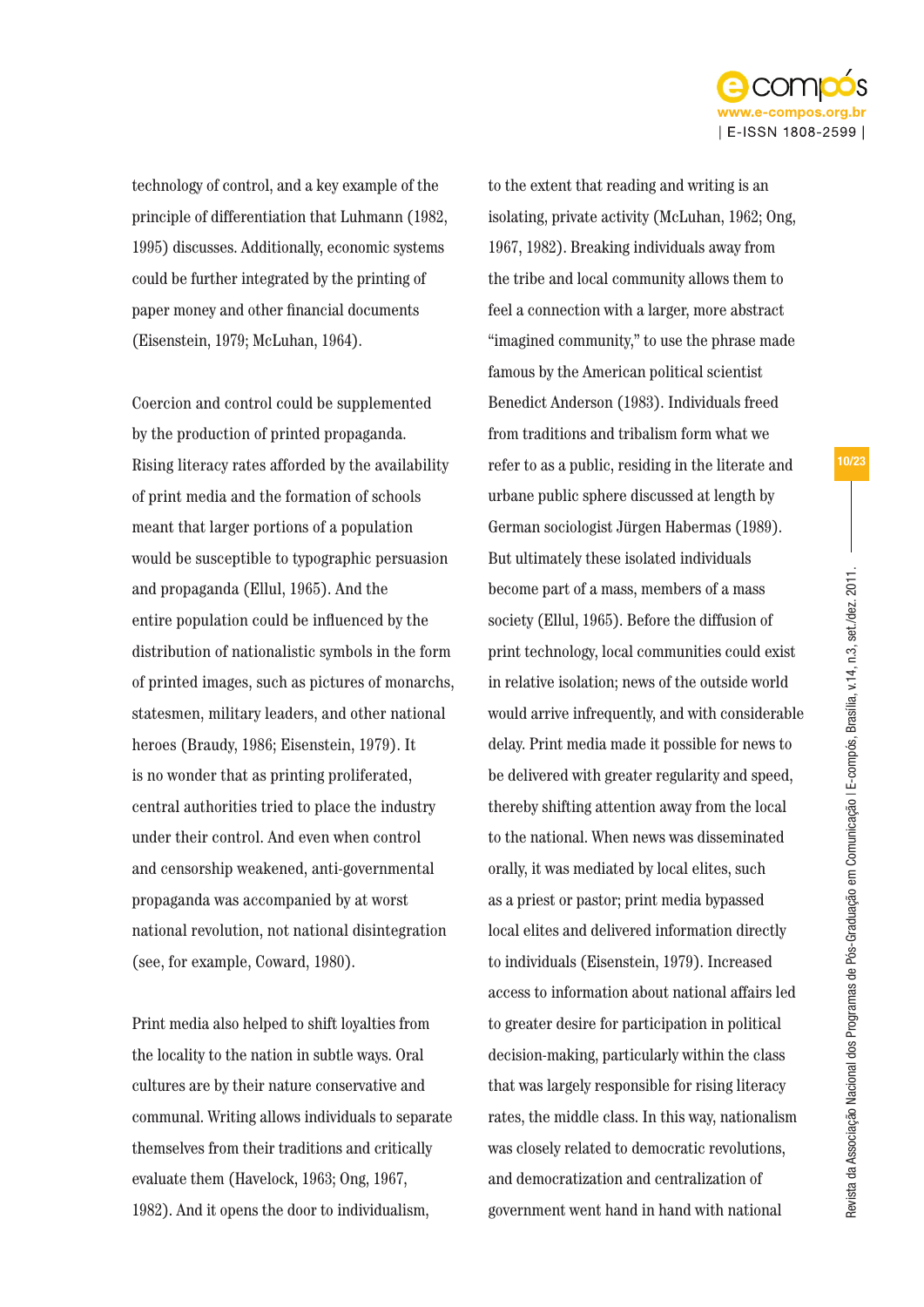technology of control, and a key example of the principle of differentiation that Luhmann (1982, 1995) discusses. Additionally, economic systems could be further integrated by the printing of paper money and other financial documents (Eisenstein, 1979; McLuhan, 1964).

Coercion and control could be supplemented by the production of printed propaganda. Rising literacy rates afforded by the availability of print media and the formation of schools meant that larger portions of a population would be susceptible to typographic persuasion and propaganda (Ellul, 1965). And the entire population could be influenced by the distribution of nationalistic symbols in the form of printed images, such as pictures of monarchs, statesmen, military leaders, and other national heroes (Braudy, 1986; Eisenstein, 1979). It is no wonder that as printing proliferated, central authorities tried to place the industry under their control. And even when control and censorship weakened, anti-governmental propaganda was accompanied by at worst national revolution, not national disintegration (see, for example, Coward, 1980).

Print media also helped to shift loyalties from the locality to the nation in subtle ways. Oral cultures are by their nature conservative and communal. Writing allows individuals to separate themselves from their traditions and critically evaluate them (Havelock, 1963; Ong, 1967, 1982). And it opens the door to individualism, to the extent that reading and writing is an isolating, private activity (McLuhan, 1962; Ong, 1967, 1982). Breaking individuals away from the tribe and local community allows them to feel a connection with a larger, more abstract "imagined community," to use the phrase made famous by the American political scientist Benedict Anderson (1983). Individuals freed from traditions and tribalism form what we refer to as a public, residing in the literate and urbane public sphere discussed at length by German sociologist Jürgen Habermas (1989). But ultimately these isolated individuals become part of a mass, members of a mass society (Ellul, 1965). Before the diffusion of print technology, local communities could exist in relative isolation; news of the outside world would arrive infrequently, and with considerable delay. Print media made it possible for news to be delivered with greater regularity and speed, thereby shifting attention away from the local to the national. When news was disseminated orally, it was mediated by local elites, such as a priest or pastor; print media bypassed local elites and delivered information directly to individuals (Eisenstein, 1979). Increased access to information about national affairs led to greater desire for participation in political decision-making, particularly within the class that was largely responsible for rising literacy rates, the middle class. In this way, nationalism was closely related to democratic revolutions, and democratization and centralization of government went hand in hand with national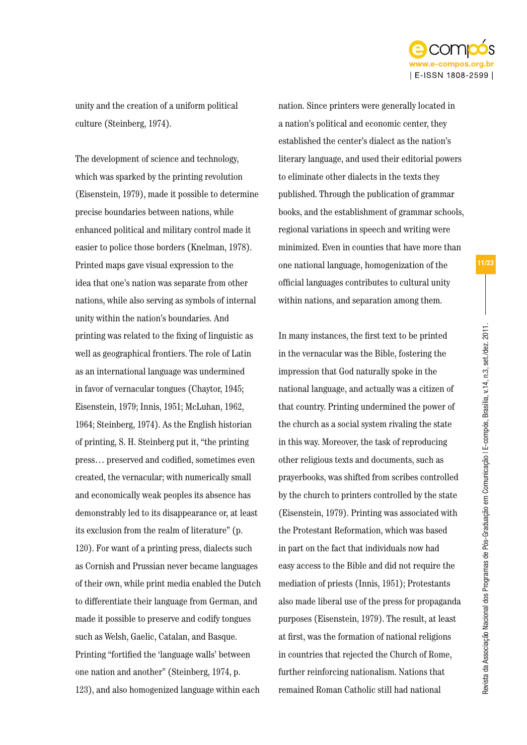unity and the creation of a uniform political culture (Steinberg, 1974).

The development of science and technology, which was sparked by the printing revolution (Eisenstein, 1979), made it possible to determine precise boundaries between nations, while enhanced political and military control made it easier to police those borders (Knelman, 1978). Printed maps gave visual expression to the idea that one's nation was separate from other nations, while also serving as symbols of internal unity within the nation's boundaries. And printing was related to the fixing of linguistic as well as geographical frontiers. The role of Latin as an international language was undermined in favor of vernacular tongues (Chaytor, 1945; Eisenstein, 1979; Innis, 1951; McLuhan, 1962, 1964; Steinberg, 1974). As the English historian of printing, S. H. Steinberg put it, "the printing press… preserved and codified, sometimes even created, the vernacular; with numerically small and economically weak peoples its absence has demonstrably led to its disappearance or, at least its exclusion from the realm of literature" (p. 120). For want of a printing press, dialects such as Cornish and Prussian never became languages of their own, while print media enabled the Dutch to differentiate their language from German, and made it possible to preserve and codify tongues such as Welsh, Gaelic, Catalan, and Basque. Printing "fortified the 'language walls' between one nation and another" (Steinberg, 1974, p. 123), and also homogenized language within each nation. Since printers were generally located in a nation's political and economic center, they established the center's dialect as the nation's literary language, and used their editorial powers to eliminate other dialects in the texts they published. Through the publication of grammar books, and the establishment of grammar schools, regional variations in speech and writing were minimized. Even in counties that have more than one national language, homogenization of the official languages contributes to cultural unity within nations, and separation among them.

In many instances, the first text to be printed in the vernacular was the Bible, fostering the impression that God naturally spoke in the national language, and actually was a citizen of that country. Printing undermined the power of the church as a social system rivaling the state in this way. Moreover, the task of reproducing other religious texts and documents, such as prayerbooks, was shifted from scribes controlled by the church to printers controlled by the state (Eisenstein, 1979). Printing was associated with the Protestant Reformation, which was based in part on the fact that individuals now had easy access to the Bible and did not require the mediation of priests (Innis, 1951); Protestants also made liberal use of the press for propaganda purposes (Eisenstein, 1979). The result, at least at first, was the formation of national religions in countries that rejected the Church of Rome, further reinforcing nationalism. Nations that remained Roman Catholic still had national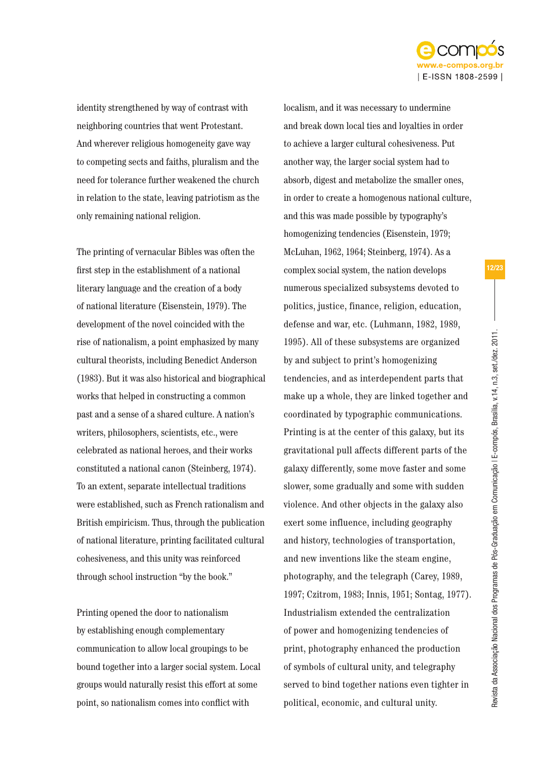identity strengthened by way of contrast with neighboring countries that went Protestant. And wherever religious homogeneity gave way to competing sects and faiths, pluralism and the need for tolerance further weakened the church in relation to the state, leaving patriotism as the only remaining national religion.

The printing of vernacular Bibles was often the first step in the establishment of a national literary language and the creation of a body of national literature (Eisenstein, 1979). The development of the novel coincided with the rise of nationalism, a point emphasized by many cultural theorists, including Benedict Anderson (1983). But it was also historical and biographical works that helped in constructing a common past and a sense of a shared culture. A nation's writers, philosophers, scientists, etc., were celebrated as national heroes, and their works constituted a national canon (Steinberg, 1974). To an extent, separate intellectual traditions were established, such as French rationalism and British empiricism. Thus, through the publication of national literature, printing facilitated cultural cohesiveness, and this unity was reinforced through school instruction "by the book."

Printing opened the door to nationalism by establishing enough complementary communication to allow local groupings to be bound together into a larger social system. Local groups would naturally resist this effort at some point, so nationalism comes into conflict with localism, and it was necessary to undermine and break down local ties and loyalties in order to achieve a larger cultural cohesiveness. Put another way, the larger social system had to absorb, digest and metabolize the smaller ones, in order to create a homogenous national culture, and this was made possible by typography's homogenizing tendencies (Eisenstein, 1979; McLuhan, 1962, 1964; Steinberg, 1974). As a complex social system, the nation develops numerous specialized subsystems devoted to politics, justice, finance, religion, education, defense and war, etc. (Luhmann, 1982, 1989, 1995). All of these subsystems are organized by and subject to print's homogenizing tendencies, and as interdependent parts that make up a whole, they are linked together and coordinated by typographic communications. Printing is at the center of this galaxy, but its gravitational pull affects different parts of the galaxy differently, some move faster and some slower, some gradually and some with sudden violence. And other objects in the galaxy also exert some influence, including geography and history, technologies of transportation, and new inventions like the steam engine, photography, and the telegraph (Carey, 1989, 1997; Czitrom, 1983; Innis, 1951; Sontag, 1977). Industrialism extended the centralization of power and homogenizing tendencies of print, photography enhanced the production of symbols of cultural unity, and telegraphy served to bind together nations even tighter in political, economic, and cultural unity.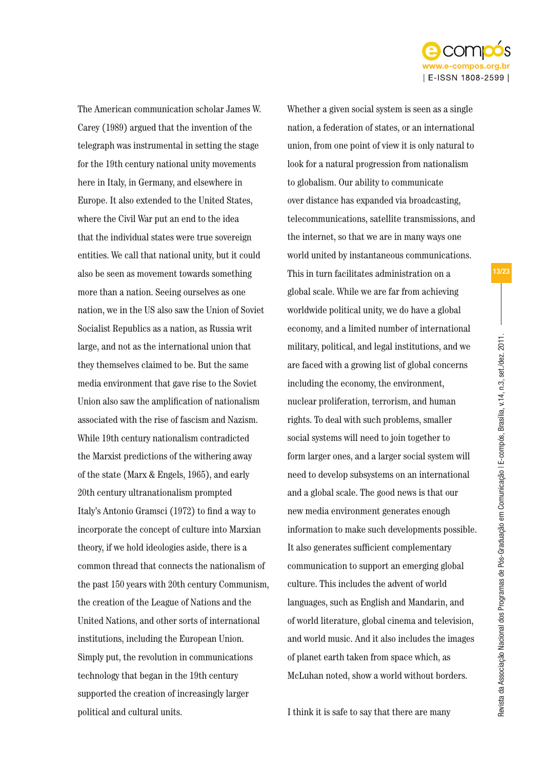The American communication scholar James W. Carey (1989) argued that the invention of the telegraph was instrumental in setting the stage for the 19th century national unity movements here in Italy, in Germany, and elsewhere in Europe. It also extended to the United States, where the Civil War put an end to the idea that the individual states were true sovereign entities. We call that national unity, but it could also be seen as movement towards something more than a nation. Seeing ourselves as one nation, we in the US also saw the Union of Soviet Socialist Republics as a nation, as Russia writ large, and not as the international union that they themselves claimed to be. But the same media environment that gave rise to the Soviet Union also saw the amplification of nationalism associated with the rise of fascism and Nazism. While 19th century nationalism contradicted the Marxist predictions of the withering away of the state (Marx & Engels, 1965), and early 20th century ultranationalism prompted Italy's Antonio Gramsci (1972) to find a way to incorporate the concept of culture into Marxian theory, if we hold ideologies aside, there is a common thread that connects the nationalism of the past 150 years with 20th century Communism, the creation of the League of Nations and the United Nations, and other sorts of international institutions, including the European Union. Simply put, the revolution in communications technology that began in the 19th century supported the creation of increasingly larger political and cultural units.

Whether a given social system is seen as a single nation, a federation of states, or an international union, from one point of view it is only natural to look for a natural progression from nationalism to globalism. Our ability to communicate over distance has expanded via broadcasting, telecommunications, satellite transmissions, and the internet, so that we are in many ways one world united by instantaneous communications. This in turn facilitates administration on a global scale. While we are far from achieving worldwide political unity, we do have a global economy, and a limited number of international military, political, and legal institutions, and we are faced with a growing list of global concerns including the economy, the environment, nuclear proliferation, terrorism, and human rights. To deal with such problems, smaller social systems will need to join together to form larger ones, and a larger social system will need to develop subsystems on an international and a global scale. The good news is that our new media environment generates enough information to make such developments possible. It also generates sufficient complementary communication to support an emerging global culture. This includes the advent of world languages, such as English and Mandarin, and of world literature, global cinema and television, and world music. And it also includes the images of planet earth taken from space which, as McLuhan noted, show a world without borders.

I think it is safe to say that there are many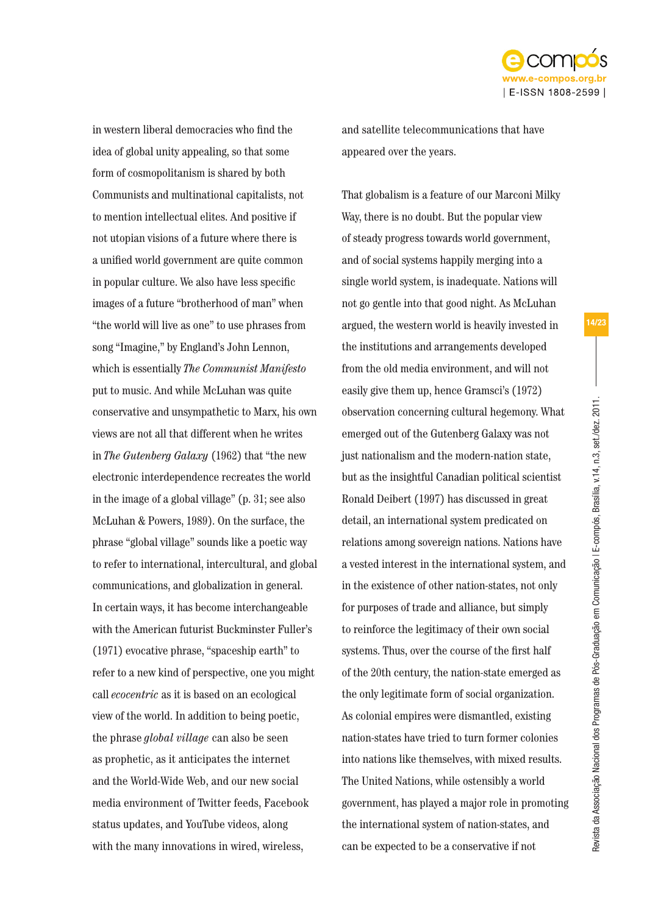in western liberal democracies who find the idea of global unity appealing, so that some form of cosmopolitanism is shared by both Communists and multinational capitalists, not to mention intellectual elites. And positive if not utopian visions of a future where there is a unified world government are quite common in popular culture. We also have less specific images of a future "brotherhood of man" when "the world will live as one" to use phrases from song "Imagine," by England's John Lennon, which is essentially *The Communist Manifesto* put to music. And while McLuhan was quite conservative and unsympathetic to Marx, his own views are not all that different when he writes in *The Gutenberg Galaxy* (1962) that "the new electronic interdependence recreates the world in the image of a global village" (p. 31; see also McLuhan & Powers, 1989). On the surface, the phrase "global village" sounds like a poetic way to refer to international, intercultural, and global communications, and globalization in general. In certain ways, it has become interchangeable with the American futurist Buckminster Fuller's (1971) evocative phrase, "spaceship earth" to refer to a new kind of perspective, one you might call *ecocentric* as it is based on an ecological view of the world. In addition to being poetic, the phrase *global village* can also be seen as prophetic, as it anticipates the internet and the World-Wide Web, and our new social media environment of Twitter feeds, Facebook status updates, and YouTube videos, along with the many innovations in wired, wireless, and satellite telecommunications that have appeared over the years.

That globalism is a feature of our Marconi Milky Way, there is no doubt. But the popular view of steady progress towards world government, and of social systems happily merging into a single world system, is inadequate. Nations will not go gentle into that good night. As McLuhan argued, the western world is heavily invested in the institutions and arrangements developed from the old media environment, and will not easily give them up, hence Gramsci's (1972) observation concerning cultural hegemony. What emerged out of the Gutenberg Galaxy was not just nationalism and the modern-nation state, but as the insightful Canadian political scientist Ronald Deibert (1997) has discussed in great detail, an international system predicated on relations among sovereign nations. Nations have a vested interest in the international system, and in the existence of other nation-states, not only for purposes of trade and alliance, but simply to reinforce the legitimacy of their own social systems. Thus, over the course of the first half of the 20th century, the nation-state emerged as the only legitimate form of social organization. As colonial empires were dismantled, existing nation-states have tried to turn former colonies into nations like themselves, with mixed results. The United Nations, while ostensibly a world government, has played a major role in promoting the international system of nation-states, and can be expected to be a conservative if not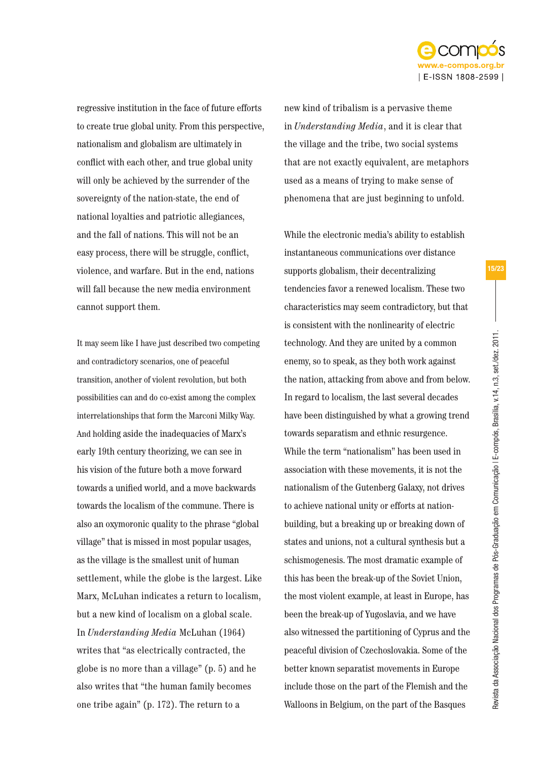regressive institution in the face of future efforts to create true global unity. From this perspective, nationalism and globalism are ultimately in conflict with each other, and true global unity will only be achieved by the surrender of the sovereignty of the nation-state, the end of national loyalties and patriotic allegiances, and the fall of nations. This will not be an easy process, there will be struggle, conflict, violence, and warfare. But in the end, nations will fall because the new media environment cannot support them.

It may seem like I have just described two competing and contradictory scenarios, one of peaceful transition, another of violent revolution, but both possibilities can and do co-exist among the complex interrelationships that form the Marconi Milky Way. And holding aside the inadequacies of Marx's early 19th century theorizing, we can see in his vision of the future both a move forward towards a unified world, and a move backwards towards the localism of the commune. There is also an oxymoronic quality to the phrase "global village" that is missed in most popular usages, as the village is the smallest unit of human settlement, while the globe is the largest. Like Marx, McLuhan indicates a return to localism, but a new kind of localism on a global scale. In *Understanding Media* McLuhan (1964) writes that "as electrically contracted, the globe is no more than a village" (p. 5) and he also writes that "the human family becomes one tribe again" (p. 172). The return to a new kind of tribalism is a pervasive theme in *Understanding Media*, and it is clear that the village and the tribe, two social systems that are not exactly equivalent, are metaphors used as a means of trying to make sense of phenomena that are just beginning to unfold.

While the electronic media's ability to establish instantaneous communications over distance supports globalism, their decentralizing tendencies favor a renewed localism. These two characteristics may seem contradictory, but that is consistent with the nonlinearity of electric technology. And they are united by a common enemy, so to speak, as they both work against the nation, attacking from above and from below. In regard to localism, the last several decades have been distinguished by what a growing trend towards separatism and ethnic resurgence. While the term "nationalism" has been used in association with these movements, it is not the nationalism of the Gutenberg Galaxy, not drives to achieve national unity or efforts at nation-building, but a breaking up or breaking down of states and unions, not a cultural synthesis but a schismogenesis. The most dramatic example of this has been the break-up of the Soviet Union, the most violent example, at least in Europe, has been the break-up of Yugoslavia, and we have also witnessed the partitioning of Cyprus and the peaceful division of Czechoslovakia. Some of the better known separatist movements in Europe include those on the part of the Flemish and the Walloons in Belgium, on the part of the Basques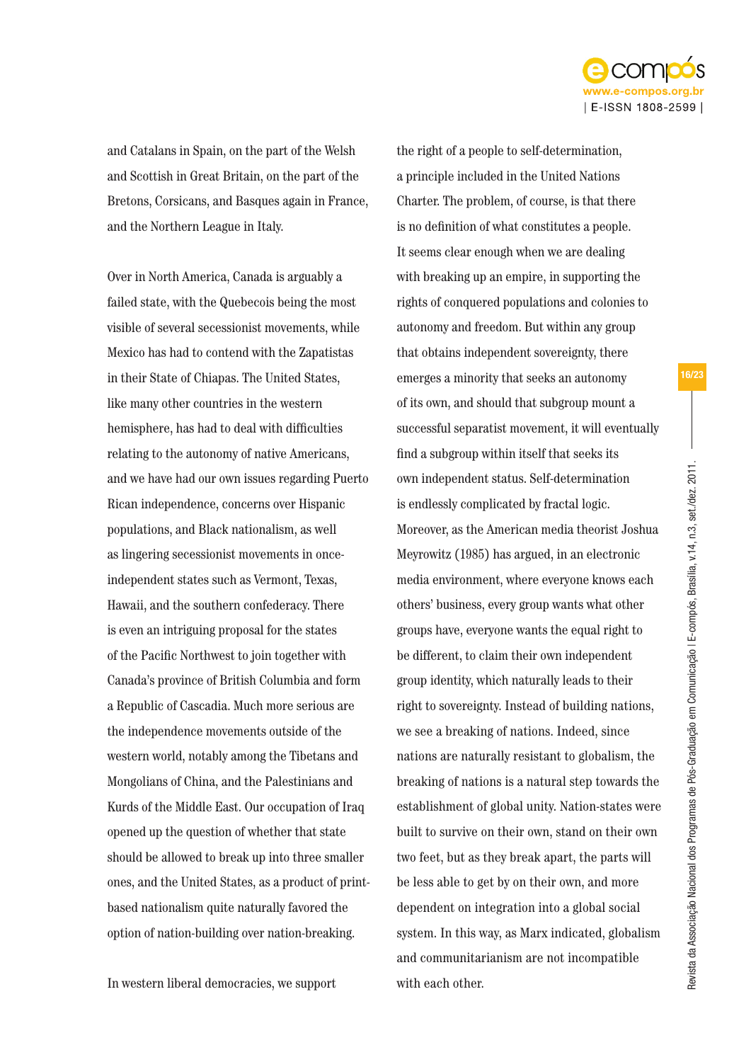and Catalans in Spain, on the part of the Welsh and Scottish in Great Britain, on the part of the Bretons, Corsicans, and Basques again in France, and the Northern League in Italy.

Over in North America, Canada is arguably a failed state, with the Quebecois being the most visible of several secessionist movements, while Mexico has had to contend with the Zapatistas in their State of Chiapas. The United States, like many other countries in the western hemisphere, has had to deal with difficulties relating to the autonomy of native Americans, and we have had our own issues regarding Puerto Rican independence, concerns over Hispanic populations, and Black nationalism, as well as lingering secessionist movements in once-independent states such as Vermont, Texas, Hawaii, and the southern confederacy. There is even an intriguing proposal for the states of the Pacific Northwest to join together with Canada's province of British Columbia and form a Republic of Cascadia. Much more serious are the independence movements outside of the western world, notably among the Tibetans and Mongolians of China, and the Palestinians and Kurds of the Middle East. Our occupation of Iraq opened up the question of whether that state should be allowed to break up into three smaller ones, and the United States, as a product of print-based nationalism quite naturally favored the option of nation-building over nation-breaking.

In western liberal democracies, we support the right of a people to self-determination, a principle included in the United Nations Charter. The problem, of course, is that there is no definition of what constitutes a people. It seems clear enough when we are dealing with breaking up an empire, in supporting the rights of conquered populations and colonies to autonomy and freedom. But within any group that obtains independent sovereignty, there emerges a minority that seeks an autonomy of its own, and should that subgroup mount a successful separatist movement, it will eventually find a subgroup within itself that seeks its own independent status. Self-determination is endlessly complicated by fractal logic. Moreover, as the American media theorist Joshua Meyrowitz (1985) has argued, in an electronic media environment, where everyone knows each others' business, every group wants what other groups have, everyone wants the equal right to be different, to claim their own independent group identity, which naturally leads to their right to sovereignty. Instead of building nations, we see a breaking of nations. Indeed, since nations are naturally resistant to globalism, the breaking of nations is a natural step towards the establishment of global unity. Nation-states were built to survive on their own, stand on their own two feet, but as they break apart, the parts will be less able to get by on their own, and more dependent on integration into a global social system. In this way, as Marx indicated, globalism and communitarianism are not incompatible with each other.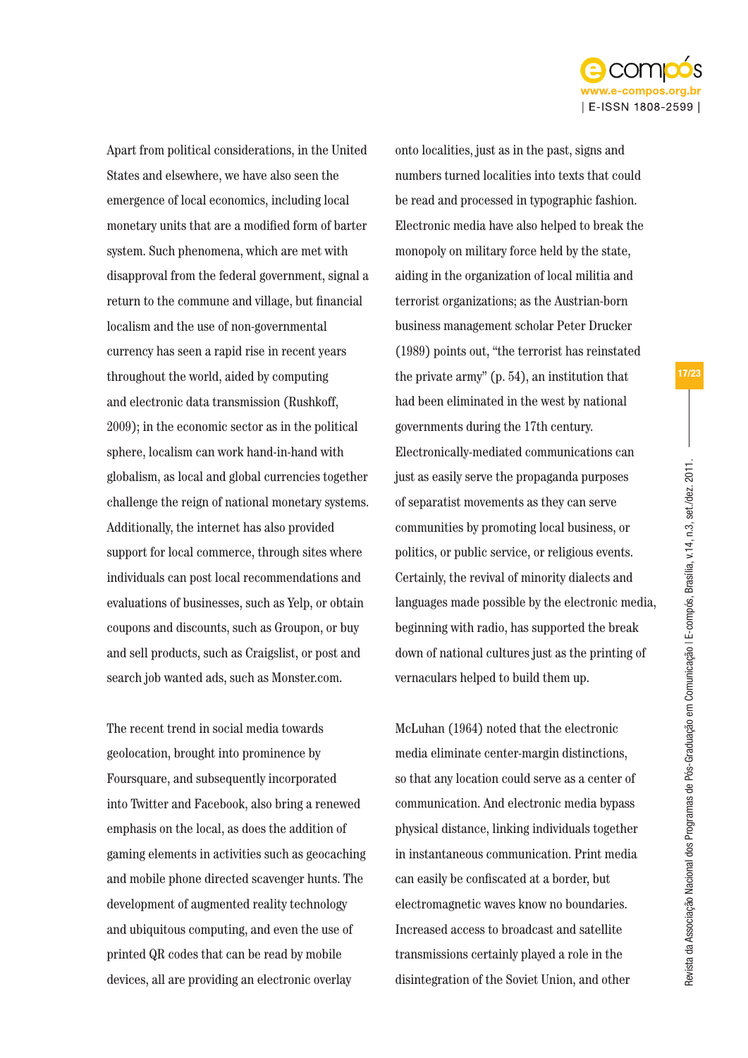Apart from political considerations, in the United States and elsewhere, we have also seen the emergence of local economics, including local monetary units that are a modified form of barter system. Such phenomena, which are met with disapproval from the federal government, signal a return to the commune and village, but financial localism and the use of non-governmental currency has seen a rapid rise in recent years throughout the world, aided by computing and electronic data transmission (Rushkoff, 2009); in the economic sector as in the political sphere, localism can work hand-in-hand with globalism, as local and global currencies together challenge the reign of national monetary systems. Additionally, the internet has also provided support for local commerce, through sites where individuals can post local recommendations and evaluations of businesses, such as Yelp, or obtain coupons and discounts, such as Groupon, or buy and sell products, such as Craigslist, or post and search job wanted ads, such as Monster.com.

The recent trend in social media towards geolocation, brought into prominence by Foursquare, and subsequently incorporated into Twitter and Facebook, also bring a renewed emphasis on the local, as does the addition of gaming elements in activities such as geocaching and mobile phone directed scavenger hunts. The development of augmented reality technology and ubiquitous computing, and even the use of printed QR codes that can be read by mobile devices, all are providing an electronic overlay onto localities, just as in the past, signs and numbers turned localities into texts that could be read and processed in typographic fashion. Electronic media have also helped to break the monopoly on military force held by the state, aiding in the organization of local militia and terrorist organizations; as the Austrian-born business management scholar Peter Drucker (1989) points out, "the terrorist has reinstated the private army" (p. 54), an institution that had been eliminated in the west by national governments during the 17th century. Electronically-mediated communications can just as easily serve the propaganda purposes of separatist movements as they can serve communities by promoting local business, or politics, or public service, or religious events. Certainly, the revival of minority dialects and languages made possible by the electronic media, beginning with radio, has supported the break down of national cultures just as the printing of vernaculars helped to build them up.

McLuhan (1964) noted that the electronic media eliminate center-margin distinctions, so that any location could serve as a center of communication. And electronic media bypass physical distance, linking individuals together in instantaneous communication. Print media can easily be confiscated at a border, but electromagnetic waves know no boundaries. Increased access to broadcast and satellite transmissions certainly played a role in the disintegration of the Soviet Union, and other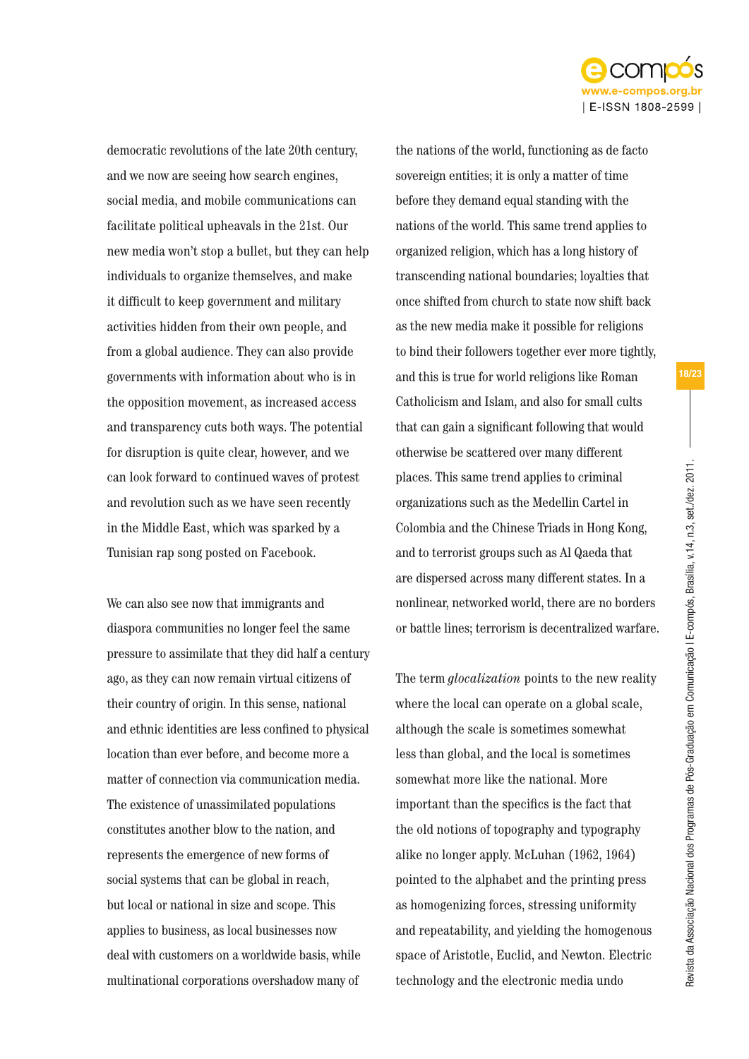democratic revolutions of the late 20th century, and we now are seeing how search engines, social media, and mobile communications can facilitate political upheavals in the 21st. Our new media won't stop a bullet, but they can help individuals to organize themselves, and make it difficult to keep government and military activities hidden from their own people, and from a global audience. They can also provide governments with information about who is in the opposition movement, as increased access and transparency cuts both ways. The potential for disruption is quite clear, however, and we can look forward to continued waves of protest and revolution such as we have seen recently in the Middle East, which was sparked by a Tunisian rap song posted on Facebook.

We can also see now that immigrants and diaspora communities no longer feel the same pressure to assimilate that they did half a century ago, as they can now remain virtual citizens of their country of origin. In this sense, national and ethnic identities are less confined to physical location than ever before, and become more a matter of connection via communication media. The existence of unassimilated populations constitutes another blow to the nation, and represents the emergence of new forms of social systems that can be global in reach, but local or national in size and scope. This applies to business, as local businesses now deal with customers on a worldwide basis, while multinational corporations overshadow many of the nations of the world, functioning as de facto sovereign entities; it is only a matter of time before they demand equal standing with the nations of the world. This same trend applies to organized religion, which has a long history of transcending national boundaries; loyalties that once shifted from church to state now shift back as the new media make it possible for religions to bind their followers together ever more tightly, and this is true for world religions like Roman Catholicism and Islam, and also for small cults that can gain a significant following that would otherwise be scattered over many different places. This same trend applies to criminal organizations such as the Medellin Cartel in Colombia and the Chinese Triads in Hong Kong, and to terrorist groups such as Al Qaeda that are dispersed across many different states. In a nonlinear, networked world, there are no borders or battle lines; terrorism is decentralized warfare.

The term *glocalization* points to the new reality where the local can operate on a global scale, although the scale is sometimes somewhat less than global, and the local is sometimes somewhat more like the national. More important than the specifics is the fact that the old notions of topography and typography alike no longer apply. McLuhan (1962, 1964) pointed to the alphabet and the printing press as homogenizing forces, stressing uniformity and repeatability, and yielding the homogenous space of Aristotle, Euclid, and Newton. Electric technology and the electronic media undo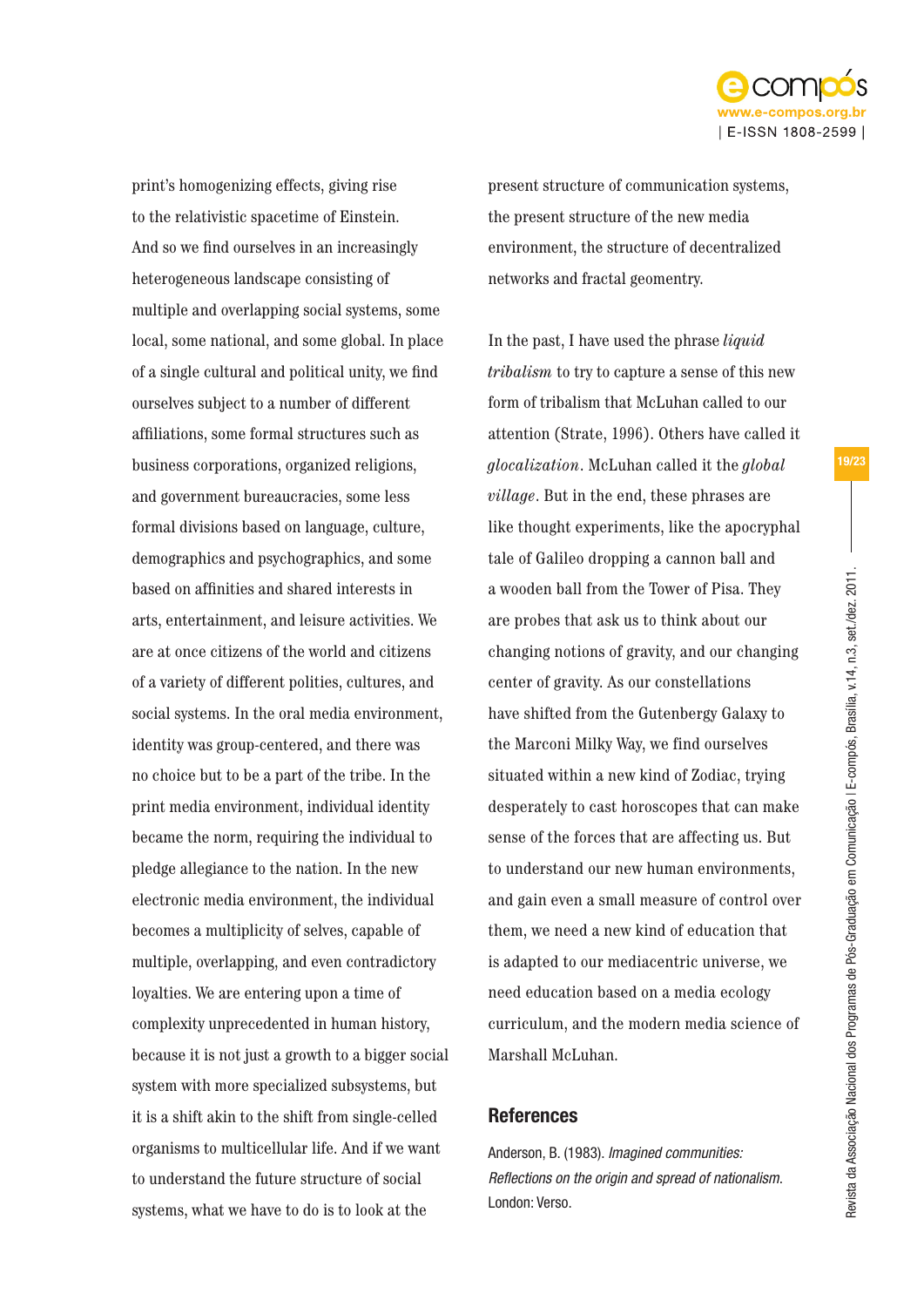print's homogenizing effects, giving rise to the relativistic spacetime of Einstein. And so we find ourselves in an increasingly heterogeneous landscape consisting of multiple and overlapping social systems, some local, some national, and some global. In place of a single cultural and political unity, we find ourselves subject to a number of different affiliations, some formal structures such as business corporations, organized religions, and government bureaucracies, some less formal divisions based on language, culture, demographics and psychographics, and some based on affinities and shared interests in arts, entertainment, and leisure activities. We are at once citizens of the world and citizens of a variety of different polities, cultures, and social systems. In the oral media environment, identity was group-centered, and there was no choice but to be a part of the tribe. In the print media environment, individual identity became the norm, requiring the individual to pledge allegiance to the nation. In the new electronic media environment, the individual becomes a multiplicity of selves, capable of multiple, overlapping, and even contradictory loyalties. We are entering upon a time of complexity unprecedented in human history, because it is not just a growth to a bigger social system with more specialized subsystems, but it is a shift akin to the shift from single-celled organisms to multicellular life. And if we want to understand the future structure of social systems, what we have to do is to look at the present structure of communication systems, the present structure of the new media environment, the structure of decentralized networks and fractal geomentry.

In the past, I have used the phrase *liquid tribalism* to try to capture a sense of this new form of tribalism that McLuhan called to our attention (Strate, 1996). Others have called it *glocalization*. McLuhan called it the *global village*. But in the end, these phrases are like thought experiments, like the apocryphal tale of Galileo dropping a cannon ball and a wooden ball from the Tower of Pisa. They are probes that ask us to think about our changing notions of gravity, and our changing center of gravity. As our constellations have shifted from the Gutenbergy Galaxy to the Marconi Milky Way, we find ourselves situated within a new kind of Zodiac, trying desperately to cast horoscopes that can make sense of the forces that are affecting us. But to understand our new human environments, and gain even a small measure of control over them, we need a new kind of education that is adapted to our mediacentric universe, we need education based on a media ecology curriculum, and the modern media science of Marshall McLuhan.

## References

Anderson, B. (1983). *Imagined communities: Reflections on the origin and spread of nationalism.* London: Verso.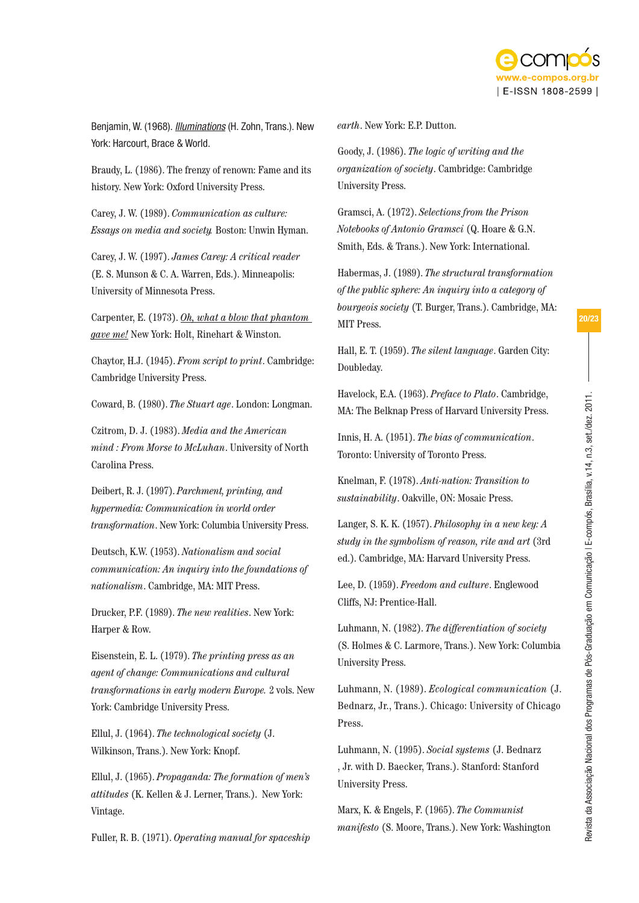Benjamin, W. (1968). *Illuminations* (H. Zohn, Trans.). New York: Harcourt, Brace & World.

Braudy, L. (1986). The frenzy of renown: Fame and its history. New York: Oxford University Press.

Carey, J. W. (1989). *Communication as culture: Essays on media and society.* Boston: Unwin Hyman.

Carey, J. W. (1997). *James Carey: A critical reader* (E. S. Munson & C. A. Warren, Eds.). Minneapolis: University of Minnesota Press.

Carpenter, E. (1973). *Oh, what a blow that phantom gave me!* New York: Holt, Rinehart & Winston.

Chaytor, H.J. (1945). *From script to print*. Cambridge: Cambridge University Press.

Coward, B. (1980). *The Stuart age*. London: Longman.

Czitrom, D. J. (1983). *Media and the American mind : From Morse to McLuhan*. University of North Carolina Press.

Deibert, R. J. (1997). *Parchment, printing, and hypermedia: Communication in world order transformation*. New York: Columbia University Press.

Deutsch, K.W. (1953). *Nationalism and social communication: An inquiry into the foundations of nationalism*. Cambridge, MA: MIT Press.

Drucker, P.F. (1989). *The new realities*. New York: Harper & Row.

Eisenstein, E. L. (1979). *The printing press as an agent of change: Communications and cultural transformations in early modern Europe.* 2 vols. New York: Cambridge University Press.

Ellul, J. (1964). *The technological society* (J. Wilkinson, Trans.). New York: Knopf.

Ellul, J. (1965). *Propaganda: The formation of men's attitudes* (K. Kellen & J. Lerner, Trans.). New York: Vintage.

Fuller, R. B. (1971). *Operating manual for spaceship earth*. New York: E.P. Dutton.

Goody, J. (1986). *The logic of writing and the organization of society*. Cambridge: Cambridge University Press.

Gramsci, A. (1972). *Selections from the Prison Notebooks of Antonio Gramsci* (Q. Hoare & G.N. Smith, Eds. & Trans.). New York: International.

Habermas, J. (1989). *The structural transformation of the public sphere: An inquiry into a category of bourgeois society* (T. Burger, Trans.). Cambridge, MA: MIT Press.

Hall, E. T. (1959). *The silent language*. Garden City: Doubleday.

Havelock, E.A. (1963). *Preface to Plato*. Cambridge, MA: The Belknap Press of Harvard University Press.

Innis, H. A. (1951). *The bias of communication*. Toronto: University of Toronto Press.

Knelman, F. (1978). *Anti-nation: Transition to sustainability*. Oakville, ON: Mosaic Press.

Langer, S. K. K. (1957). *Philosophy in a new key: A study in the symbolism of reason, rite and art* (3rd ed.). Cambridge, MA: Harvard University Press.

Lee, D. (1959). *Freedom and culture*. Englewood Cliffs, NJ: Prentice-Hall.

Luhmann, N. (1982). *The differentiation of society* (S. Holmes & C. Larmore, Trans.). New York: Columbia University Press.

Luhmann, N. (1989). *Ecological communication* (J. Bednarz, Jr., Trans.). Chicago: University of Chicago Press.

Luhmann, N. (1995). *Social systems* (J. Bednarz , Jr. with D. Baecker, Trans.). Stanford: Stanford University Press.

Marx, K. & Engels, F. (1965). *The Communist manifesto* (S. Moore, Trans.). New York: Washington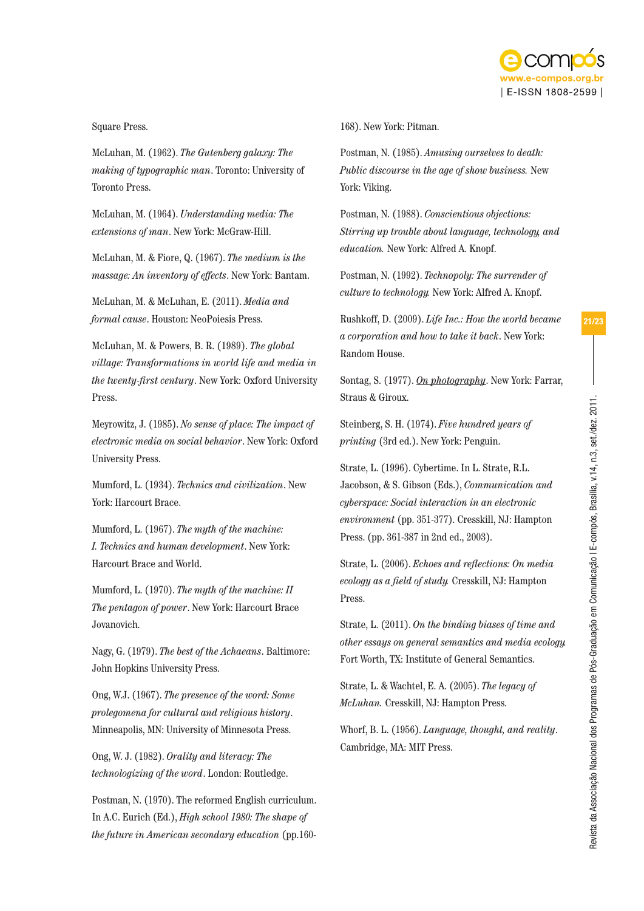Square Press.

McLuhan, M. (1962). *The Gutenberg galaxy: The making of typographic man*. Toronto: University of Toronto Press.

McLuhan, M. (1964). *Understanding media: The extensions of man*. New York: McGraw-Hill.

McLuhan, M. & Fiore, Q. (1967). *The medium is the massage: An inventory of effects*. New York: Bantam.

McLuhan, M. & McLuhan, E. (2011). *Media and formal cause*. Houston: NeoPoiesis Press.

McLuhan, M. & Powers, B. R. (1989). *The global village: Transformations in world life and media in the twenty-first century*. New York: Oxford University Press.

Meyrowitz, J. (1985). *No sense of place: The impact of electronic media on social behavior*. New York: Oxford University Press.

Mumford, L. (1934). *Technics and civilization*. New York: Harcourt Brace.

Mumford, L. (1967). *The myth of the machine: I. Technics and human development*. New York: Harcourt Brace and World.

Mumford, L. (1970). *The myth of the machine: II The pentagon of power*. New York: Harcourt Brace Jovanovich.

Nagy, G. (1979). *The best of the Achaeans*. Baltimore: John Hopkins University Press.

Ong, W.J. (1967). *The presence of the word: Some prolegomena for cultural and religious history*. Minneapolis, MN: University of Minnesota Press.

Ong, W. J. (1982). *Orality and literacy: The technologizing of the word*. London: Routledge.

Postman, N. (1970). The reformed English curriculum. In A.C. Eurich (Ed.), *High school 1980: The shape of the future in American secondary education* (pp.160-168). New York: Pitman.

Postman, N. (1985). *Amusing ourselves to death: Public discourse in the age of show business.* New York: Viking.

Postman, N. (1988). *Conscientious objections: Stirring up trouble about language, technology, and education.* New York: Alfred A. Knopf.

Postman, N. (1992). *Technopoly: The surrender of culture to technology.* New York: Alfred A. Knopf.

Rushkoff, D. (2009). *Life Inc.: How the world became a corporation and how to take it back*. New York: Random House.

Sontag, S. (1977). *On photography*. New York: Farrar, Straus & Giroux.

Steinberg, S. H. (1974). *Five hundred years of printing* (3rd ed.). New York: Penguin.

Strate, L. (1996). Cybertime. In L. Strate, R.L. Jacobson, & S. Gibson (Eds.), *Communication and cyberspace: Social interaction in an electronic environment* (pp. 351-377). Cresskill, NJ: Hampton Press. (pp. 361-387 in 2nd ed., 2003).

Strate, L. (2006). *Echoes and reflections: On media ecology as a field of study.* Cresskill, NJ: Hampton Press.

Strate, L. (2011). *On the binding biases of time and other essays on general semantics and media ecology.* Fort Worth, TX: Institute of General Semantics.

Strate, L. & Wachtel, E. A. (2005). *The legacy of McLuhan.* Cresskill, NJ: Hampton Press.

Whorf, B. L. (1956). *Language, thought, and reality*. Cambridge, MA: MIT Press.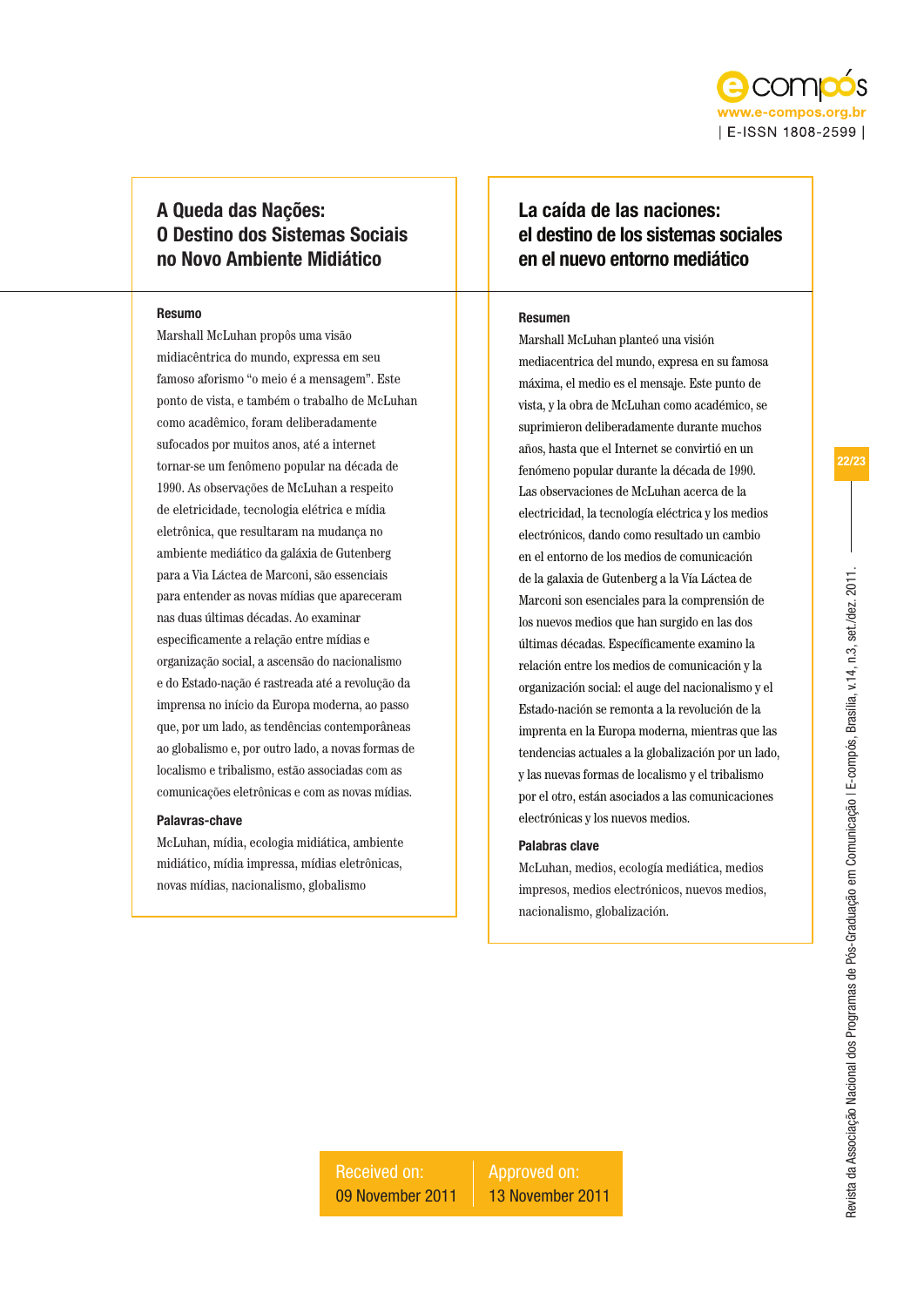# A Queda das Nações: O Destino dos Sistemas Sociais no Novo Ambiente Midiático

### Resumo

Marshall McLuhan propôs uma visão midiacêntrica do mundo, expressa em seu famoso aforismo "o meio é a mensagem". Este ponto de vista, e também o trabalho de McLuhan como acadêmico, foram deliberadamente sufocados por muitos anos, até a internet tornar-se um fenômeno popular na década de 1990. As observações de McLuhan a respeito de eletricidade, tecnologia elétrica e mídia eletrônica, que resultaram na mudança no ambiente mediático da galáxia de Gutenberg para a Via Láctea de Marconi, são essenciais para entender as novas mídias que apareceram nas duas últimas décadas. Ao examinar especificamente a relação entre mídias e organização social, a ascensão do nacionalismo e do Estado-nação é rastreada até a revolução da imprensa no início da Europa moderna, ao passo que, por um lado, as tendências contemporâneas ao globalismo e, por outro lado, a novas formas de localismo e tribalismo, estão associadas com as comunicações eletrônicas e com as novas mídias.

### Palavras-chave

McLuhan, mídia, ecologia midiática, ambiente midiático, mídia impressa, mídias eletrônicas, novas mídias, nacionalismo, globalismo

# La caída de las naciones: el destino de los sistemas sociales en el nuevo entorno mediático

### Resumen

Marshall McLuhan planteó una visión mediacentrica del mundo, expresa en su famosa máxima, el medio es el mensaje. Este punto de vista, y la obra de McLuhan como académico, se suprimieron deliberadamente durante muchos años, hasta que el Internet se convirtió en un fenómeno popular durante la década de 1990. Las observaciones de McLuhan acerca de la electricidad, la tecnología eléctrica y los medios electrónicos, dando como resultado un cambio en el entorno de los medios de comunicación de la galaxia de Gutenberg a la Vía Láctea de Marconi son esenciales para la comprensión de los nuevos medios que han surgido en las dos últimas décadas. Específicamente examino la relación entre los medios de comunicación y la organización social: el auge del nacionalismo y el Estado-nación se remonta a la revolución de la imprenta en la Europa moderna, mientras que las tendencias actuales a la globalización por un lado, y las nuevas formas de localismo y el tribalismo por el otro, están asociados a las comunicaciones electrónicas y los nuevos medios.

### Palabras clave

McLuhan, medios, ecología mediática, medios impresos, medios electrónicos, nuevos medios, nacionalismo, globalización.

| Received on: | Approved on: |
|---|---|
| 09 November 2011 | 13 November 2011 |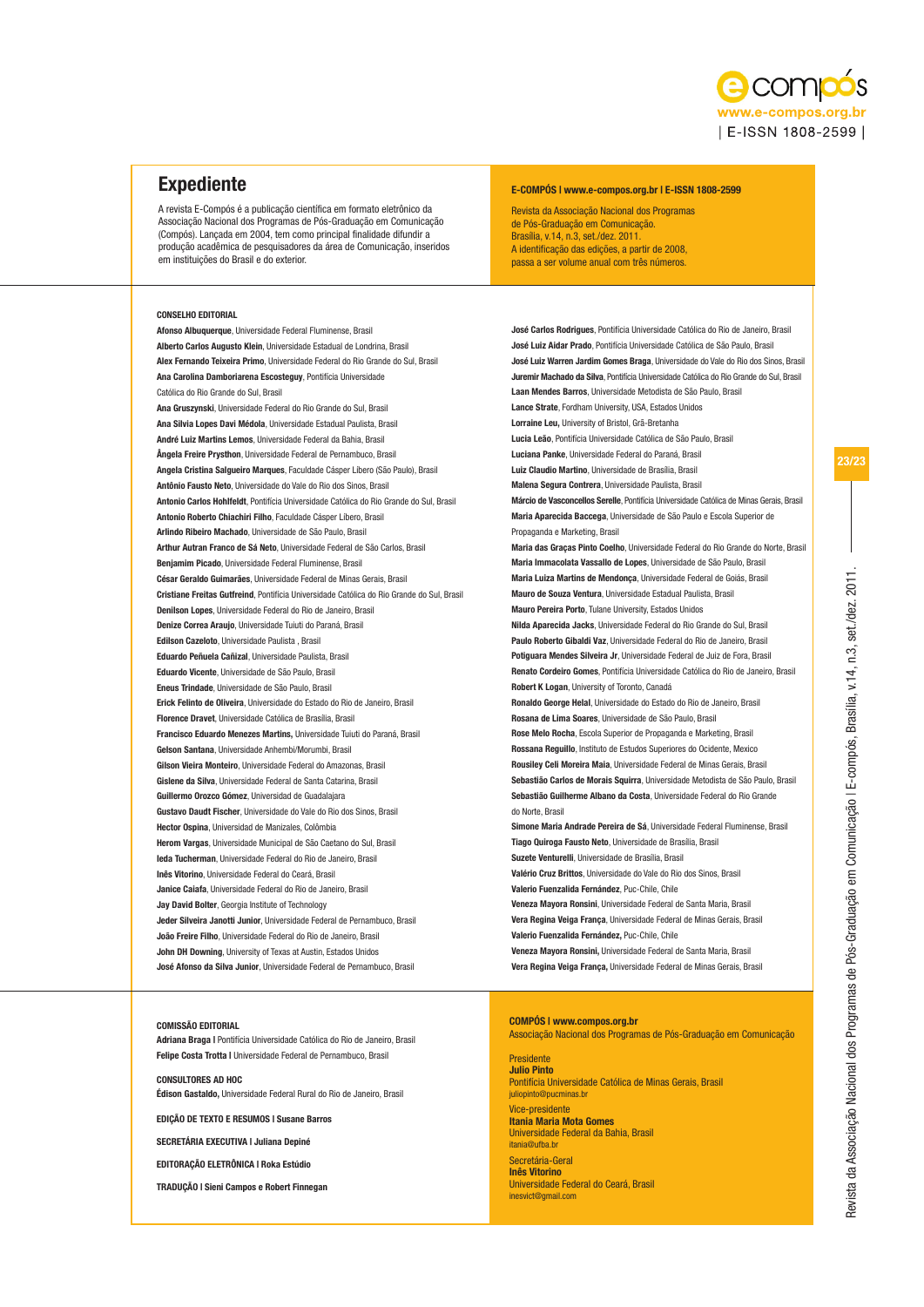# Expediente

A revista E-Compós é a publicação científica em formato eletrônico da Associação Nacional dos Programas de Pós-Graduação em Comunicação (Compós). Lançada em 2004, tem como principal finalidade difundir a produção acadêmica de pesquisadores da área de Comunicação, inseridos em instituições do Brasil e do exterior.

**E-COMPÓS | www.e-compos.org.br | E-ISSN 1808-2599**

Revista da Associação Nacional dos Programas de Pós-Graduação em Comunicação.
Brasília, v.14, n.3, set./dez. 2011.
A identificação das edições, a partir de 2008, passa a ser volume anual com três números.

**CONSELHO EDITORIAL**

**Afonso Albuquerque**, Universidade Federal Fluminense, Brasil
**Alberto Carlos Augusto Klein**, Universidade Estadual de Londrina, Brasil
**Alex Fernando Teixeira Primo**, Universidade Federal do Rio Grande do Sul, Brasil
**Ana Carolina Damboriarena Escosteguy**, Pontifícia Universidade Católica do Rio Grande do Sul, Brasil
**Ana Gruszynski**, Universidade Federal do Rio Grande do Sul, Brasil
**Ana Silvia Lopes Davi Médola**, Universidade Estadual Paulista, Brasil
**André Luiz Martins Lemos**, Universidade Federal da Bahia, Brasil
**Ângela Freire Prysthon**, Universidade Federal de Pernambuco, Brasil
**Angela Cristina Salgueiro Marques**, Faculdade Cásper Líbero (São Paulo), Brasil
**Antônio Fausto Neto**, Universidade do Vale do Rio dos Sinos, Brasil
**Antonio Carlos Hohlfeldt**, Pontifícia Universidade Católica do Rio Grande do Sul, Brasil
**Antonio Roberto Chiachiri Filho**, Faculdade Cásper Líbero, Brasil
**Arlindo Ribeiro Machado**, Universidade de São Paulo, Brasil
**Arthur Autran Franco de Sá Neto**, Universidade Federal de São Carlos, Brasil
**Benjamim Picado**, Universidade Federal Fluminense, Brasil
**César Geraldo Guimarães**, Universidade Federal de Minas Gerais, Brasil
**Cristiane Freitas Gutfreind**, Pontifícia Universidade Católica do Rio Grande do Sul, Brasil
**Denilson Lopes**, Universidade Federal do Rio de Janeiro, Brasil
**Denize Correa Araujo**, Universidade Tuiuti do Paraná, Brasil
**Edilson Cazeloto**, Universidade Paulista , Brasil
**Eduardo Peñuela Cañizal**, Universidade Paulista, Brasil
**Eduardo Vicente**, Universidade de São Paulo, Brasil
**Eneus Trindade**, Universidade de São Paulo, Brasil
**Erick Felinto de Oliveira**, Universidade do Estado do Rio de Janeiro, Brasil
**Florence Dravet**, Universidade Católica de Brasília, Brasil
**Francisco Eduardo Menezes Martins,** Universidade Tuiuti do Paraná, Brasil
**Gelson Santana**, Universidade Anhembi/Morumbi, Brasil
**Gilson Vieira Monteiro**, Universidade Federal do Amazonas, Brasil
**Gislene da Silva**, Universidade Federal de Santa Catarina, Brasil
**Guillermo Orozco Gómez**, Universidad de Guadalajara
**Gustavo Daudt Fischer**, Universidade do Vale do Rio dos Sinos, Brasil
**Hector Ospina**, Universidad de Manizales, Colômbia
**Herom Vargas**, Universidade Municipal de São Caetano do Sul, Brasil
**Ieda Tucherman**, Universidade Federal do Rio de Janeiro, Brasil
**Inês Vitorino**, Universidade Federal do Ceará, Brasil
**Janice Caiafa**, Universidade Federal do Rio de Janeiro, Brasil
**Jay David Bolter**, Georgia Institute of Technology
**Jeder Silveira Janotti Junior**, Universidade Federal de Pernambuco, Brasil
**João Freire Filho**, Universidade Federal do Rio de Janeiro, Brasil
**John DH Downing**, University of Texas at Austin, Estados Unidos
**José Afonso da Silva Junior**, Universidade Federal de Pernambuco, Brasil
**José Carlos Rodrigues**, Pontifícia Universidade Católica do Rio de Janeiro, Brasil
**José Luiz Aidar Prado**, Pontifícia Universidade Católica de São Paulo, Brasil
**José Luiz Warren Jardim Gomes Braga**, Universidade do Vale do Rio dos Sinos, Brasil
**Juremir Machado da Silva**, Pontifícia Universidade Católica do Rio Grande do Sul, Brasil
**Laan Mendes Barros**, Universidade Metodista de São Paulo, Brasil
**Lance Strate**, Fordham University, USA, Estados Unidos
**Lorraine Leu,** University of Bristol, Grã-Bretanha
**Lucia Leão**, Pontifícia Universidade Católica de São Paulo, Brasil
**Luciana Panke**, Universidade Federal do Paraná, Brasil
**Luiz Claudio Martino**, Universidade de Brasília, Brasil
**Malena Segura Contrera**, Universidade Paulista, Brasil
**Márcio de Vasconcellos Serelle**, Pontifícia Universidade Católica de Minas Gerais, Brasil
**Maria Aparecida Baccega**, Universidade de São Paulo e Escola Superior de Propaganda e Marketing, Brasil
**Maria das Graças Pinto Coelho**, Universidade Federal do Rio Grande do Norte, Brasil
**Maria Immacolata Vassallo de Lopes**, Universidade de São Paulo, Brasil
**Maria Luiza Martins de Mendonça**, Universidade Federal de Goiás, Brasil
**Mauro de Souza Ventura**, Universidade Estadual Paulista, Brasil
**Mauro Pereira Porto**, Tulane University, Estados Unidos
**Nilda Aparecida Jacks**, Universidade Federal do Rio Grande do Sul, Brasil
**Paulo Roberto Gibaldi Vaz**, Universidade Federal do Rio de Janeiro, Brasil
**Potiguara Mendes Silveira Jr**, Universidade Federal de Juiz de Fora, Brasil
**Renato Cordeiro Gomes**, Pontifícia Universidade Católica do Rio de Janeiro, Brasil
**Robert K Logan**, University of Toronto, Canadá
**Ronaldo George Helal**, Universidade do Estado do Rio de Janeiro, Brasil
**Rosana de Lima Soares**, Universidade de São Paulo, Brasil
**Rose Melo Rocha**, Escola Superior de Propaganda e Marketing, Brasil
**Rossana Reguillo**, Instituto de Estudos Superiores do Ocidente, Mexico
**Rousiley Celi Moreira Maia**, Universidade Federal de Minas Gerais, Brasil
**Sebastião Carlos de Morais Squirra**, Universidade Metodista de São Paulo, Brasil
**Sebastião Guilherme Albano da Costa**, Universidade Federal do Rio Grande do Norte, Brasil
**Simone Maria Andrade Pereira de Sá**, Universidade Federal Fluminense, Brasil
**Tiago Quiroga Fausto Neto**, Universidade de Brasília, Brasil
**Suzete Venturelli**, Universidade de Brasília, Brasil
**Valério Cruz Brittos**, Universidade do Vale do Rio dos Sinos, Brasil
**Valerio Fuenzalida Fernández**, Puc-Chile, Chile
**Veneza Mayora Ronsini**, Universidade Federal de Santa Maria, Brasil
**Vera Regina Veiga França**, Universidade Federal de Minas Gerais, Brasil
**Valerio Fuenzalida Fernández,** Puc-Chile, Chile
**Veneza Mayora Ronsini,** Universidade Federal de Santa Maria, Brasil
**Vera Regina Veiga França,** Universidade Federal de Minas Gerais, Brasil

**COMISSÃO EDITORIAL**

**Adriana Braga |** Pontifícia Universidade Católica do Rio de Janeiro, Brasil
**Felipe Costa Trotta |** Universidade Federal de Pernambuco, Brasil

**CONSULTORES AD HOC**

**Édison Gastaldo,** Universidade Federal Rural do Rio de Janeiro, Brasil

**EDIÇÃO DE TEXTO E RESUMOS | Susane Barros**

**SECRETÁRIA EXECUTIVA | Juliana Depiné**

**EDITORAÇÃO ELETRÔNICA | Roka Estúdio**

**TRADUÇÃO | Sieni Campos e Robert Finnegan**

**COMPÓS | www.compos.org.br**
Associação Nacional dos Programas de Pós-Graduação em Comunicação

Presidente
**Julio Pinto**
Pontifícia Universidade Católica de Minas Gerais, Brasil
juliopinto@pucminas.br

Vice-presidente
**Itania Maria Mota Gomes**
Universidade Federal da Bahia, Brasil
itania@ufba.br

Secretária-Geral
**Inês Vitorino**
Universidade Federal do Ceará, Brasil
inesvict@gmail.com